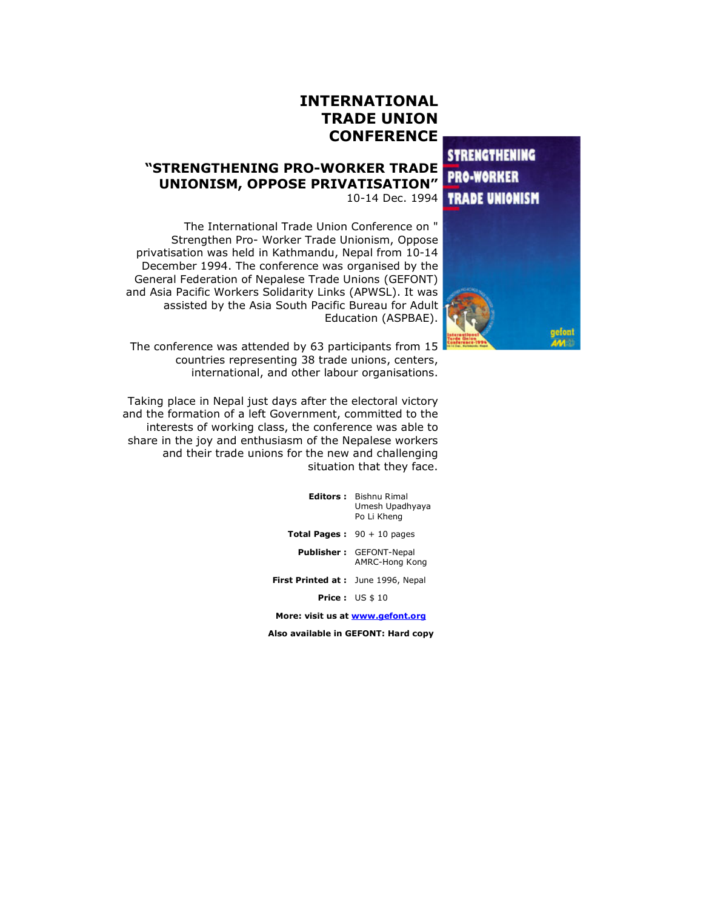# INTERNATIONAL TRADE UNION CONFERENCE

## "STRENGTHENING PRO-WORKER TRADE UNIONISM, OPPOSE PRIVATISATION"

10-14 Dec. 1994

The International Trade Union Conference on " Strengthen Pro- Worker Trade Unionism, Oppose privatisation was held in Kathmandu, Nepal from 10-14 December 1994. The conference was organised by the General Federation of Nepalese Trade Unions (GEFONT) and Asia Pacific Workers Solidarity Links (APWSL). It was assisted by the Asia South Pacific Bureau for Adult Education (ASPBAE).

The conference was attended by 63 participants from 15 countries representing 38 trade unions, centers, international, and other labour organisations.

Taking place in Nepal just days after the electoral victory and the formation of a left Government, committed to the interests of working class, the conference was able to share in the joy and enthusiasm of the Nepalese workers and their trade unions for the new and challenging situation that they face.

**Editors :** Bishnu Rimal
Umesh Upadhyaya
Po Li Kheng

**Total Pages :** 90 + 10 pages

**Publisher :** GEFONT-Nepal
AMRC-Hong Kong

**First Printed at :** June 1996, Nepal

**Price :** US $ 10

**More: visit us at www.gefont.org**

**Also available in GEFONT: Hard copy**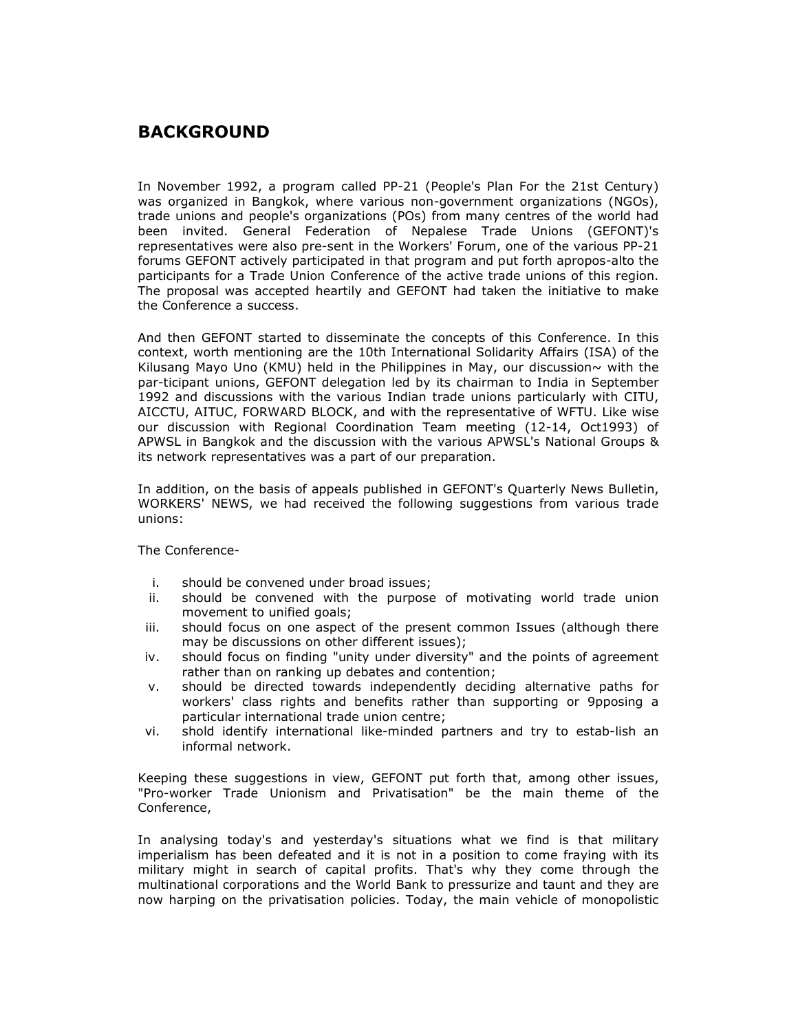## BACKGROUND

In November 1992, a program called PP-21 (People's Plan For the 21st Century) was organized in Bangkok, where various non-government organizations (NGOs), trade unions and people's organizations (POs) from many centres of the world had been invited. General Federation of Nepalese Trade Unions (GEFONT)'s representatives were also pre-sent in the Workers' Forum, one of the various PP-21 forums GEFONT actively participated in that program and put forth apropos-alto the participants for a Trade Union Conference of the active trade unions of this region. The proposal was accepted heartily and GEFONT had taken the initiative to make the Conference a success.

And then GEFONT started to disseminate the concepts of this Conference. In this context, worth mentioning are the 10th International Solidarity Affairs (ISA) of the Kilusang Mayo Uno (KMU) held in the Philippines in May, our discussion~ with the par-ticipant unions, GEFONT delegation led by its chairman to India in September 1992 and discussions with the various Indian trade unions particularly with CITU, AICCTU, AITUC, FORWARD BLOCK, and with the representative of WFTU. Like wise our discussion with Regional Coordination Team meeting (12-14, Oct1993) of APWSL in Bangkok and the discussion with the various APWSL's National Groups & its network representatives was a part of our preparation.

In addition, on the basis of appeals published in GEFONT's Quarterly News Bulletin, WORKERS' NEWS, we had received the following suggestions from various trade unions:

The Conference-

i. should be convened under broad issues;
ii. should be convened with the purpose of motivating world trade union movement to unified goals;
iii. should focus on one aspect of the present common Issues (although there may be discussions on other different issues);
iv. should focus on finding "unity under diversity" and the points of agreement rather than on ranking up debates and contention;
v. should be directed towards independently deciding alternative paths for workers' class rights and benefits rather than supporting or 9pposing a particular international trade union centre;
vi. shold identify international like-minded partners and try to estab-lish an informal network.

Keeping these suggestions in view, GEFONT put forth that, among other issues, "Pro-worker Trade Unionism and Privatisation" be the main theme of the Conference,

In analysing today's and yesterday's situations what we find is that military imperialism has been defeated and it is not in a position to come fraying with its military might in search of capital profits. That's why they come through the multinational corporations and the World Bank to pressurize and taunt and they are now harping on the privatisation policies. Today, the main vehicle of monopolistic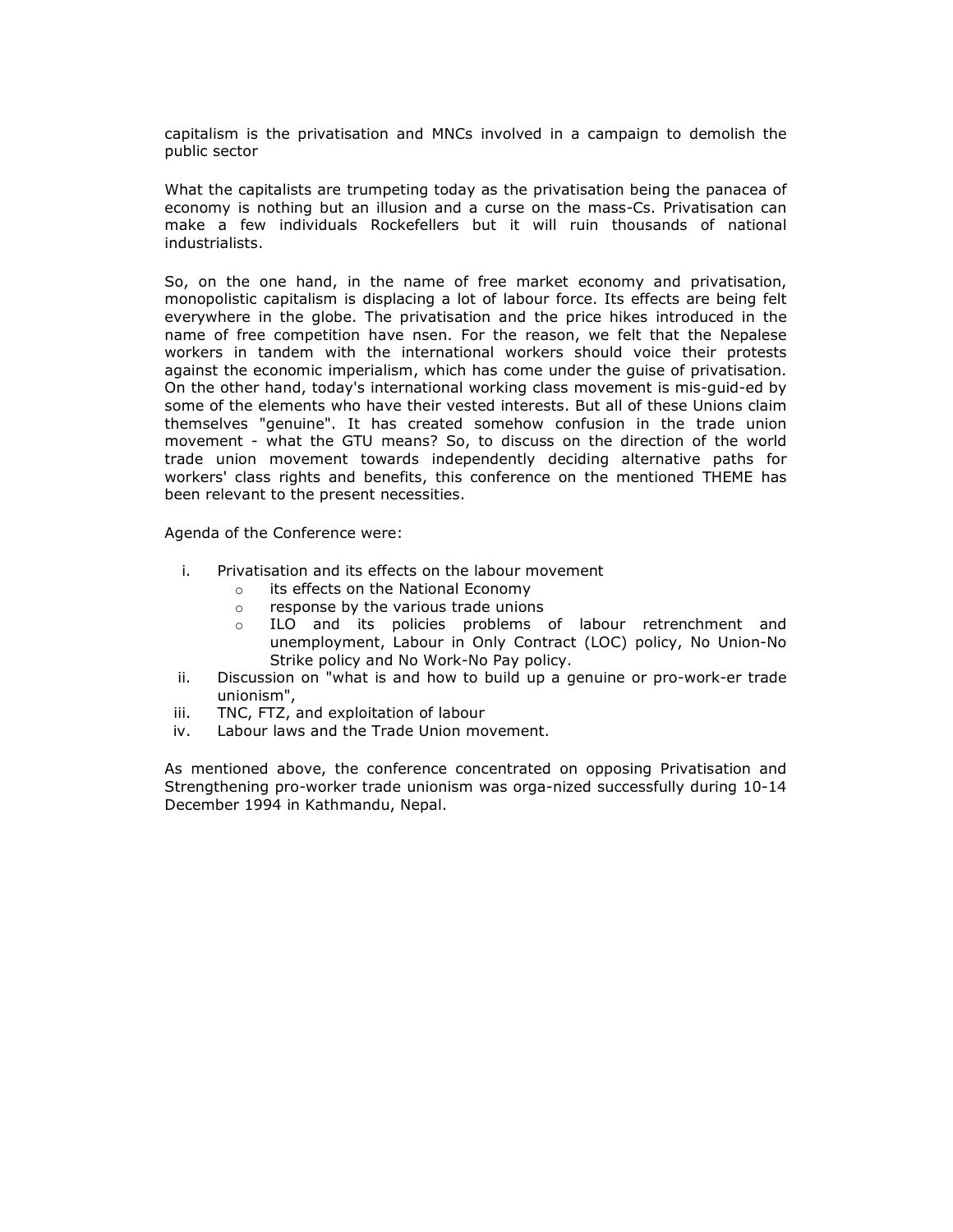capitalism is the privatisation and MNCs involved in a campaign to demolish the public sector

What the capitalists are trumpeting today as the privatisation being the panacea of economy is nothing but an illusion and a curse on the mass-Cs. Privatisation can make a few individuals Rockefellers but it will ruin thousands of national industrialists.

So, on the one hand, in the name of free market economy and privatisation, monopolistic capitalism is displacing a lot of labour force. Its effects are being felt everywhere in the globe. The privatisation and the price hikes introduced in the name of free competition have nsen. For the reason, we felt that the Nepalese workers in tandem with the international workers should voice their protests against the economic imperialism, which has come under the guise of privatisation. On the other hand, today's international working class movement is mis-guid-ed by some of the elements who have their vested interests. But all of these Unions claim themselves "genuine". It has created somehow confusion in the trade union movement - what the GTU means? So, to discuss on the direction of the world trade union movement towards independently deciding alternative paths for workers' class rights and benefits, this conference on the mentioned THEME has been relevant to the present necessities.

Agenda of the Conference were:

i. Privatisation and its effects on the labour movement
   - its effects on the National Economy
   - response by the various trade unions
   - ILO and its policies problems of labour retrenchment and unemployment, Labour in Only Contract (LOC) policy, No Union-No Strike policy and No Work-No Pay policy.
ii. Discussion on "what is and how to build up a genuine or pro-work-er trade unionism",
iii. TNC, FTZ, and exploitation of labour
iv. Labour laws and the Trade Union movement.

As mentioned above, the conference concentrated on opposing Privatisation and Strengthening pro-worker trade unionism was orga-nized successfully during 10-14 December 1994 in Kathmandu, Nepal.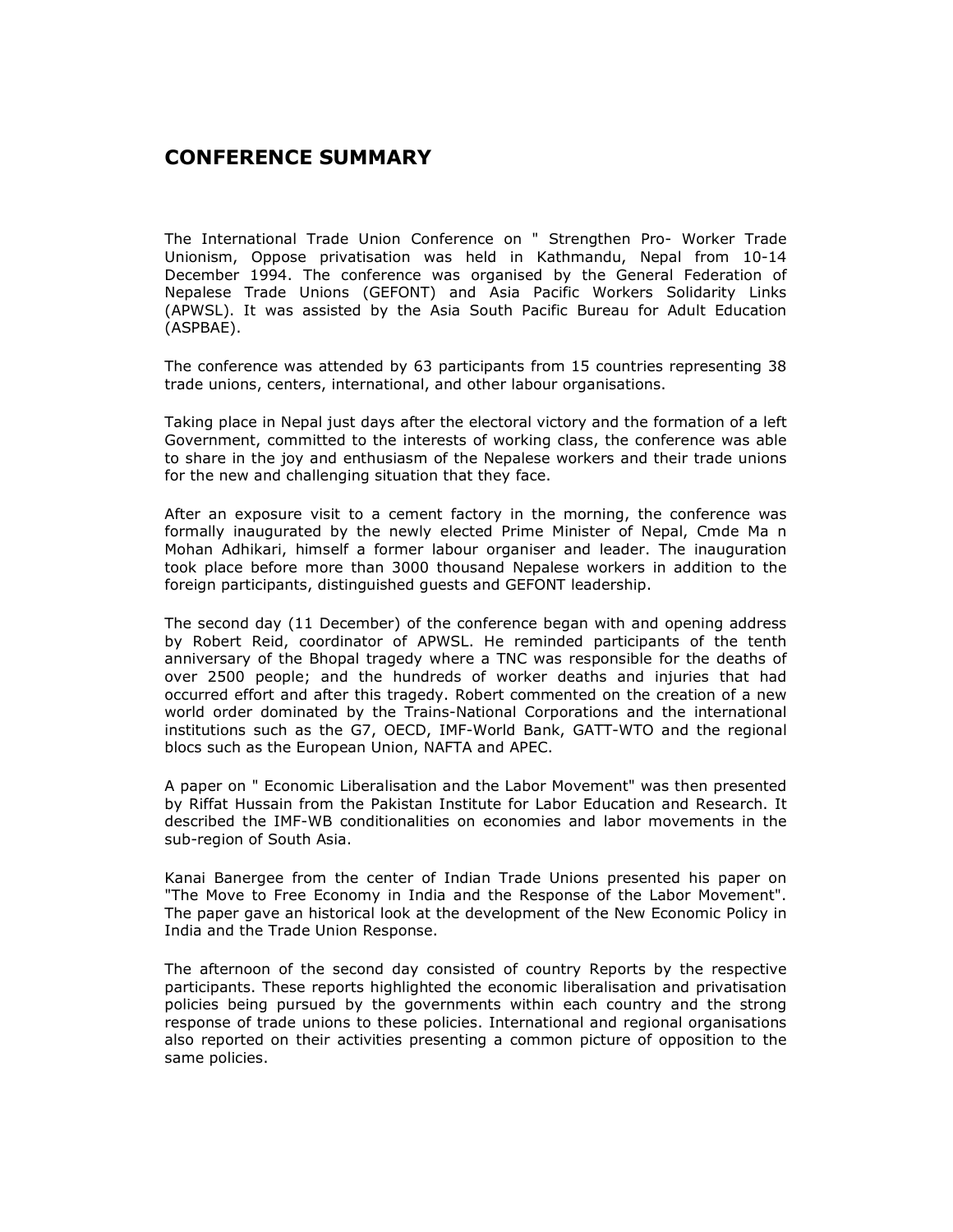## CONFERENCE SUMMARY

The International Trade Union Conference on " Strengthen Pro- Worker Trade Unionism, Oppose privatisation was held in Kathmandu, Nepal from 10-14 December 1994. The conference was organised by the General Federation of Nepalese Trade Unions (GEFONT) and Asia Pacific Workers Solidarity Links (APWSL). It was assisted by the Asia South Pacific Bureau for Adult Education (ASPBAE).

The conference was attended by 63 participants from 15 countries representing 38 trade unions, centers, international, and other labour organisations.

Taking place in Nepal just days after the electoral victory and the formation of a left Government, committed to the interests of working class, the conference was able to share in the joy and enthusiasm of the Nepalese workers and their trade unions for the new and challenging situation that they face.

After an exposure visit to a cement factory in the morning, the conference was formally inaugurated by the newly elected Prime Minister of Nepal, Cmde Ma n Mohan Adhikari, himself a former labour organiser and leader. The inauguration took place before more than 3000 thousand Nepalese workers in addition to the foreign participants, distinguished guests and GEFONT leadership.

The second day (11 December) of the conference began with and opening address by Robert Reid, coordinator of APWSL. He reminded participants of the tenth anniversary of the Bhopal tragedy where a TNC was responsible for the deaths of over 2500 people; and the hundreds of worker deaths and injuries that had occurred effort and after this tragedy. Robert commented on the creation of a new world order dominated by the Trains-National Corporations and the international institutions such as the G7, OECD, IMF-World Bank, GATT-WTO and the regional blocs such as the European Union, NAFTA and APEC.

A paper on " Economic Liberalisation and the Labor Movement" was then presented by Riffat Hussain from the Pakistan Institute for Labor Education and Research. It described the IMF-WB conditionalities on economies and labor movements in the sub-region of South Asia.

Kanai Banergee from the center of Indian Trade Unions presented his paper on "The Move to Free Economy in India and the Response of the Labor Movement". The paper gave an historical look at the development of the New Economic Policy in India and the Trade Union Response.

The afternoon of the second day consisted of country Reports by the respective participants. These reports highlighted the economic liberalisation and privatisation policies being pursued by the governments within each country and the strong response of trade unions to these policies. International and regional organisations also reported on their activities presenting a common picture of opposition to the same policies.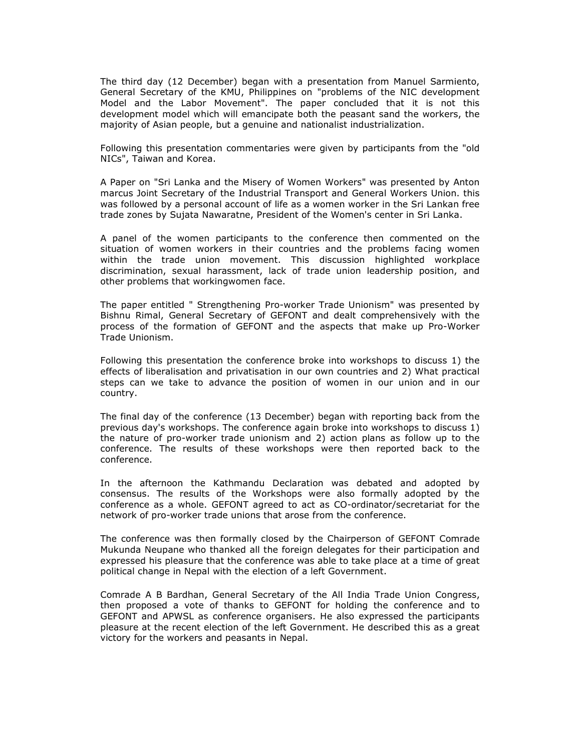The third day (12 December) began with a presentation from Manuel Sarmiento, General Secretary of the KMU, Philippines on "problems of the NIC development Model and the Labor Movement". The paper concluded that it is not this development model which will emancipate both the peasant sand the workers, the majority of Asian people, but a genuine and nationalist industrialization.

Following this presentation commentaries were given by participants from the "old NICs", Taiwan and Korea.

A Paper on "Sri Lanka and the Misery of Women Workers" was presented by Anton marcus Joint Secretary of the Industrial Transport and General Workers Union. this was followed by a personal account of life as a women worker in the Sri Lankan free trade zones by Sujata Nawaratne, President of the Women's center in Sri Lanka.

A panel of the women participants to the conference then commented on the situation of women workers in their countries and the problems facing women within the trade union movement. This discussion highlighted workplace discrimination, sexual harassment, lack of trade union leadership position, and other problems that workingwomen face.

The paper entitled " Strengthening Pro-worker Trade Unionism" was presented by Bishnu Rimal, General Secretary of GEFONT and dealt comprehensively with the process of the formation of GEFONT and the aspects that make up Pro-Worker Trade Unionism.

Following this presentation the conference broke into workshops to discuss 1) the effects of liberalisation and privatisation in our own countries and 2) What practical steps can we take to advance the position of women in our union and in our country.

The final day of the conference (13 December) began with reporting back from the previous day's workshops. The conference again broke into workshops to discuss 1) the nature of pro-worker trade unionism and 2) action plans as follow up to the conference. The results of these workshops were then reported back to the conference.

In the afternoon the Kathmandu Declaration was debated and adopted by consensus. The results of the Workshops were also formally adopted by the conference as a whole. GEFONT agreed to act as CO-ordinator/secretariat for the network of pro-worker trade unions that arose from the conference.

The conference was then formally closed by the Chairperson of GEFONT Comrade Mukunda Neupane who thanked all the foreign delegates for their participation and expressed his pleasure that the conference was able to take place at a time of great political change in Nepal with the election of a left Government.

Comrade A B Bardhan, General Secretary of the All India Trade Union Congress, then proposed a vote of thanks to GEFONT for holding the conference and to GEFONT and APWSL as conference organisers. He also expressed the participants pleasure at the recent election of the left Government. He described this as a great victory for the workers and peasants in Nepal.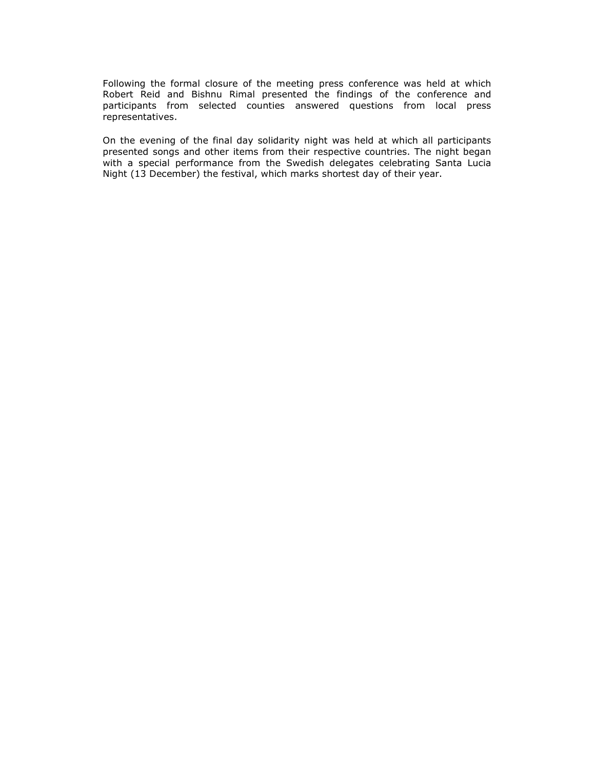Following the formal closure of the meeting press conference was held at which Robert Reid and Bishnu Rimal presented the findings of the conference and participants from selected counties answered questions from local press representatives.

On the evening of the final day solidarity night was held at which all participants presented songs and other items from their respective countries. The night began with a special performance from the Swedish delegates celebrating Santa Lucia Night (13 December) the festival, which marks shortest day of their year.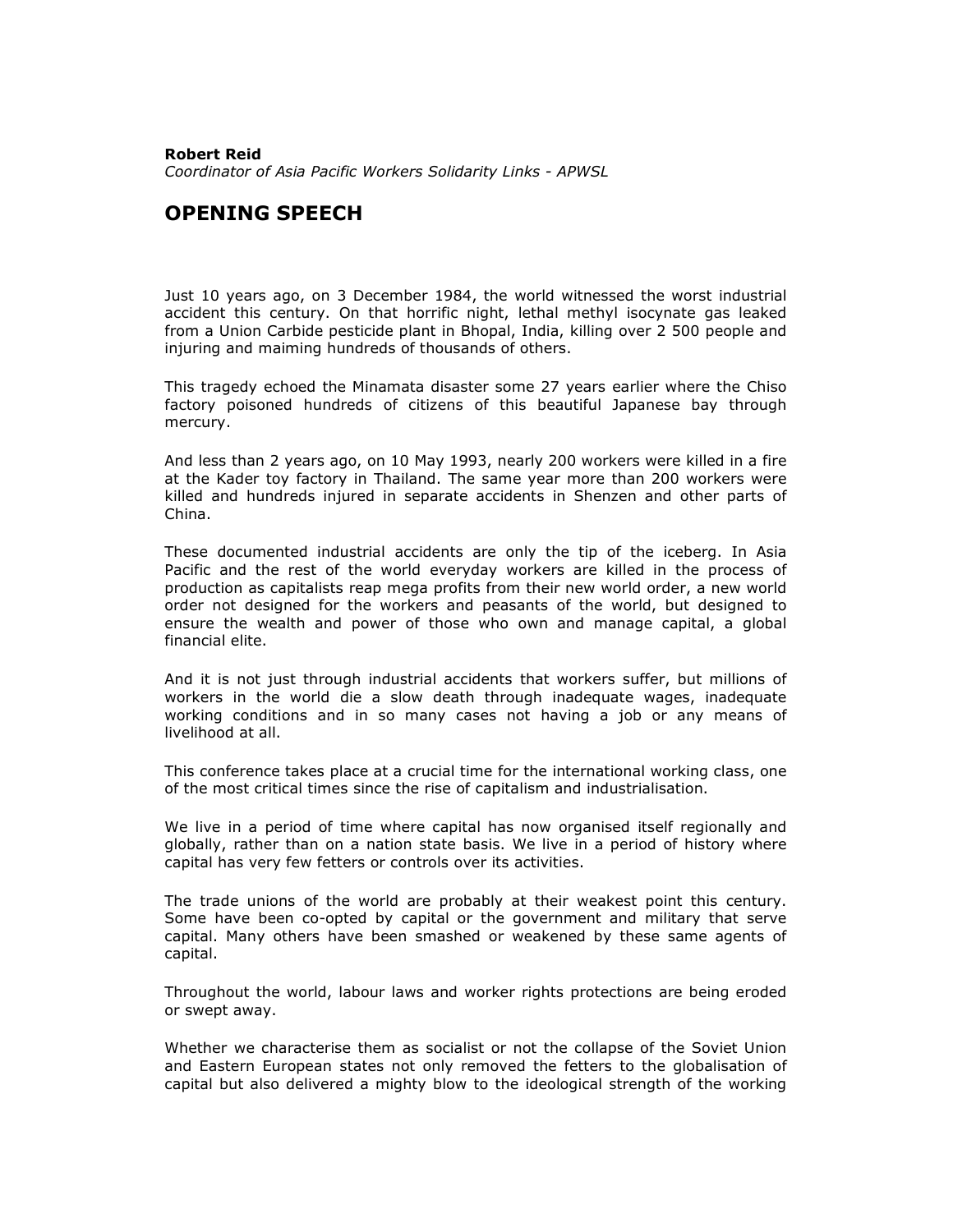**Robert Reid**
*Coordinator of Asia Pacific Workers Solidarity Links - APWSL*

## OPENING SPEECH

Just 10 years ago, on 3 December 1984, the world witnessed the worst industrial accident this century. On that horrific night, lethal methyl isocynate gas leaked from a Union Carbide pesticide plant in Bhopal, India, killing over 2 500 people and injuring and maiming hundreds of thousands of others.

This tragedy echoed the Minamata disaster some 27 years earlier where the Chiso factory poisoned hundreds of citizens of this beautiful Japanese bay through mercury.

And less than 2 years ago, on 10 May 1993, nearly 200 workers were killed in a fire at the Kader toy factory in Thailand. The same year more than 200 workers were killed and hundreds injured in separate accidents in Shenzen and other parts of China.

These documented industrial accidents are only the tip of the iceberg. In Asia Pacific and the rest of the world everyday workers are killed in the process of production as capitalists reap mega profits from their new world order, a new world order not designed for the workers and peasants of the world, but designed to ensure the wealth and power of those who own and manage capital, a global financial elite.

And it is not just through industrial accidents that workers suffer, but millions of workers in the world die a slow death through inadequate wages, inadequate working conditions and in so many cases not having a job or any means of livelihood at all.

This conference takes place at a crucial time for the international working class, one of the most critical times since the rise of capitalism and industrialisation.

We live in a period of time where capital has now organised itself regionally and globally, rather than on a nation state basis. We live in a period of history where capital has very few fetters or controls over its activities.

The trade unions of the world are probably at their weakest point this century. Some have been co-opted by capital or the government and military that serve capital. Many others have been smashed or weakened by these same agents of capital.

Throughout the world, labour laws and worker rights protections are being eroded or swept away.

Whether we characterise them as socialist or not the collapse of the Soviet Union and Eastern European states not only removed the fetters to the globalisation of capital but also delivered a mighty blow to the ideological strength of the working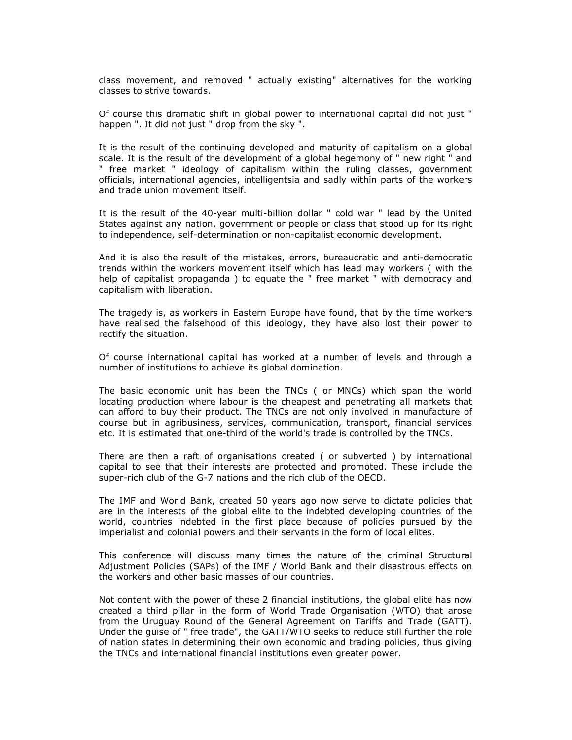class movement, and removed " actually existing" alternatives for the working classes to strive towards.

Of course this dramatic shift in global power to international capital did not just " happen ". It did not just " drop from the sky ".

It is the result of the continuing developed and maturity of capitalism on a global scale. It is the result of the development of a global hegemony of " new right " and " free market " ideology of capitalism within the ruling classes, government officials, international agencies, intelligentsia and sadly within parts of the workers and trade union movement itself.

It is the result of the 40-year multi-billion dollar " cold war " lead by the United States against any nation, government or people or class that stood up for its right to independence, self-determination or non-capitalist economic development.

And it is also the result of the mistakes, errors, bureaucratic and anti-democratic trends within the workers movement itself which has lead may workers ( with the help of capitalist propaganda ) to equate the " free market " with democracy and capitalism with liberation.

The tragedy is, as workers in Eastern Europe have found, that by the time workers have realised the falsehood of this ideology, they have also lost their power to rectify the situation.

Of course international capital has worked at a number of levels and through a number of institutions to achieve its global domination.

The basic economic unit has been the TNCs ( or MNCs) which span the world locating production where labour is the cheapest and penetrating all markets that can afford to buy their product. The TNCs are not only involved in manufacture of course but in agribusiness, services, communication, transport, financial services etc. It is estimated that one-third of the world's trade is controlled by the TNCs.

There are then a raft of organisations created ( or subverted ) by international capital to see that their interests are protected and promoted. These include the super-rich club of the G-7 nations and the rich club of the OECD.

The IMF and World Bank, created 50 years ago now serve to dictate policies that are in the interests of the global elite to the indebted developing countries of the world, countries indebted in the first place because of policies pursued by the imperialist and colonial powers and their servants in the form of local elites.

This conference will discuss many times the nature of the criminal Structural Adjustment Policies (SAPs) of the IMF / World Bank and their disastrous effects on the workers and other basic masses of our countries.

Not content with the power of these 2 financial institutions, the global elite has now created a third pillar in the form of World Trade Organisation (WTO) that arose from the Uruguay Round of the General Agreement on Tariffs and Trade (GATT). Under the guise of " free trade", the GATT/WTO seeks to reduce still further the role of nation states in determining their own economic and trading policies, thus giving the TNCs and international financial institutions even greater power.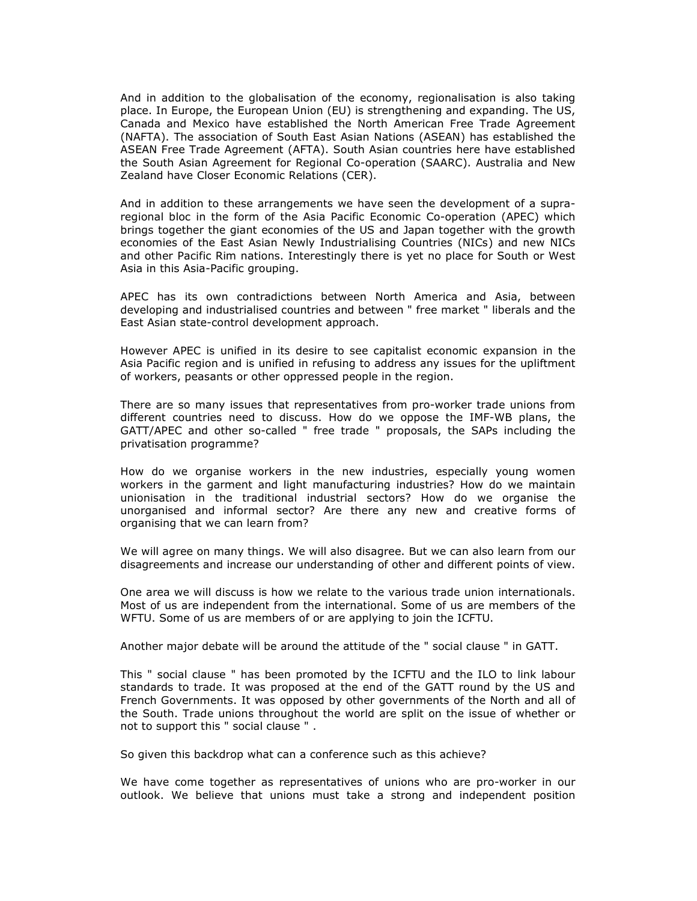And in addition to the globalisation of the economy, regionalisation is also taking place. In Europe, the European Union (EU) is strengthening and expanding. The US, Canada and Mexico have established the North American Free Trade Agreement (NAFTA). The association of South East Asian Nations (ASEAN) has established the ASEAN Free Trade Agreement (AFTA). South Asian countries here have established the South Asian Agreement for Regional Co-operation (SAARC). Australia and New Zealand have Closer Economic Relations (CER).

And in addition to these arrangements we have seen the development of a supra-regional bloc in the form of the Asia Pacific Economic Co-operation (APEC) which brings together the giant economies of the US and Japan together with the growth economies of the East Asian Newly Industrialising Countries (NICs) and new NICs and other Pacific Rim nations. Interestingly there is yet no place for South or West Asia in this Asia-Pacific grouping.

APEC has its own contradictions between North America and Asia, between developing and industrialised countries and between " free market " liberals and the East Asian state-control development approach.

However APEC is unified in its desire to see capitalist economic expansion in the Asia Pacific region and is unified in refusing to address any issues for the upliftment of workers, peasants or other oppressed people in the region.

There are so many issues that representatives from pro-worker trade unions from different countries need to discuss. How do we oppose the IMF-WB plans, the GATT/APEC and other so-called " free trade " proposals, the SAPs including the privatisation programme?

How do we organise workers in the new industries, especially young women workers in the garment and light manufacturing industries? How do we maintain unionisation in the traditional industrial sectors? How do we organise the unorganised and informal sector? Are there any new and creative forms of organising that we can learn from?

We will agree on many things. We will also disagree. But we can also learn from our disagreements and increase our understanding of other and different points of view.

One area we will discuss is how we relate to the various trade union internationals. Most of us are independent from the international. Some of us are members of the WFTU. Some of us are members of or are applying to join the ICFTU.

Another major debate will be around the attitude of the " social clause " in GATT.

This " social clause " has been promoted by the ICFTU and the ILO to link labour standards to trade. It was proposed at the end of the GATT round by the US and French Governments. It was opposed by other governments of the North and all of the South. Trade unions throughout the world are split on the issue of whether or not to support this " social clause " .

So given this backdrop what can a conference such as this achieve?

We have come together as representatives of unions who are pro-worker in our outlook. We believe that unions must take a strong and independent position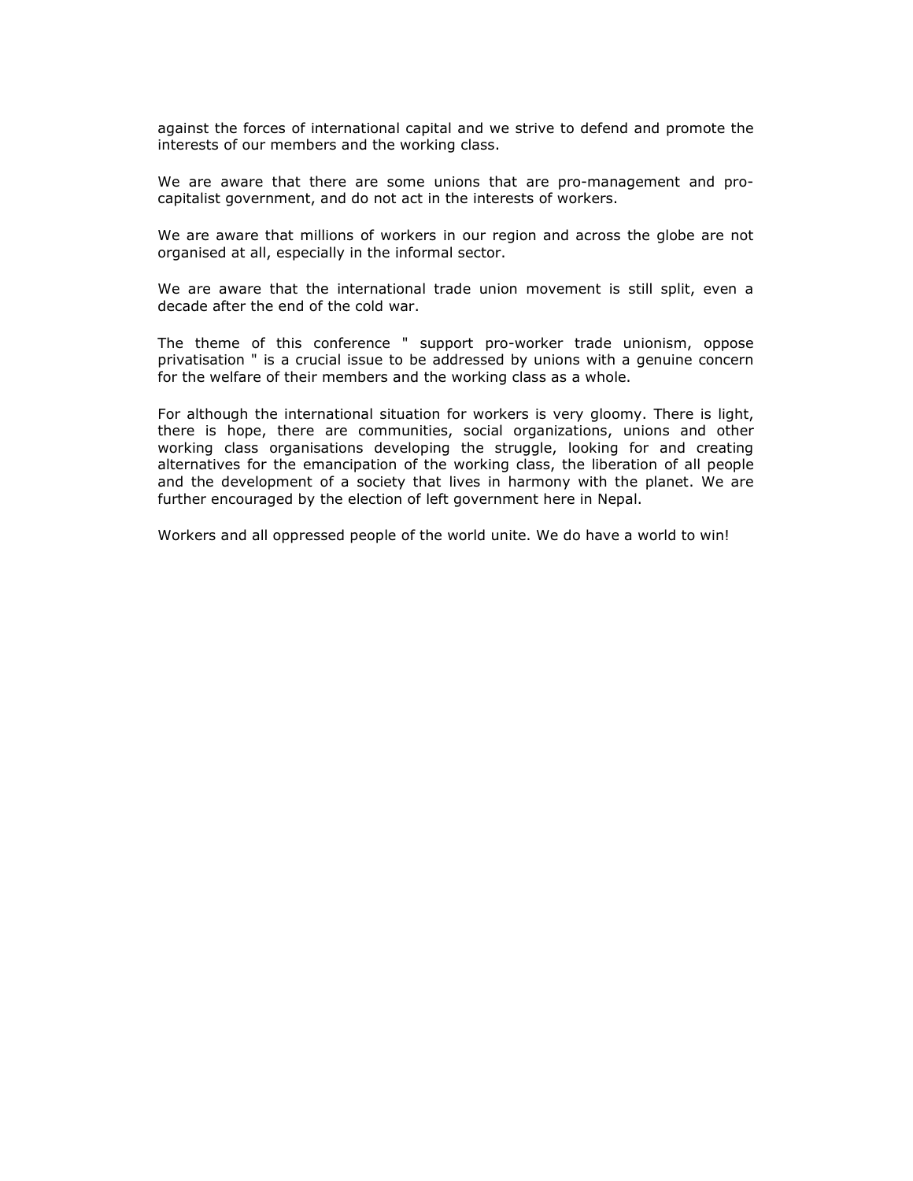against the forces of international capital and we strive to defend and promote the interests of our members and the working class.

We are aware that there are some unions that are pro-management and pro-capitalist government, and do not act in the interests of workers.

We are aware that millions of workers in our region and across the globe are not organised at all, especially in the informal sector.

We are aware that the international trade union movement is still split, even a decade after the end of the cold war.

The theme of this conference " support pro-worker trade unionism, oppose privatisation " is a crucial issue to be addressed by unions with a genuine concern for the welfare of their members and the working class as a whole.

For although the international situation for workers is very gloomy. There is light, there is hope, there are communities, social organizations, unions and other working class organisations developing the struggle, looking for and creating alternatives for the emancipation of the working class, the liberation of all people and the development of a society that lives in harmony with the planet. We are further encouraged by the election of left government here in Nepal.

Workers and all oppressed people of the world unite. We do have a world to win!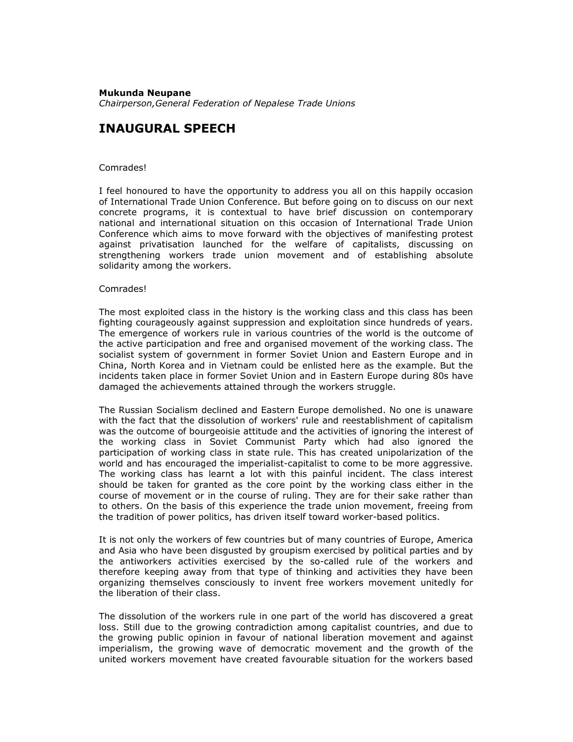**Mukunda Neupane**
*Chairperson,General Federation of Nepalese Trade Unions*

## INAUGURAL SPEECH

Comrades!

I feel honoured to have the opportunity to address you all on this happily occasion of International Trade Union Conference. But before going on to discuss on our next concrete programs, it is contextual to have brief discussion on contemporary national and international situation on this occasion of International Trade Union Conference which aims to move forward with the objectives of manifesting protest against privatisation launched for the welfare of capitalists, discussing on strengthening workers trade union movement and of establishing absolute solidarity among the workers.

Comrades!

The most exploited class in the history is the working class and this class has been fighting courageously against suppression and exploitation since hundreds of years. The emergence of workers rule in various countries of the world is the outcome of the active participation and free and organised movement of the working class. The socialist system of government in former Soviet Union and Eastern Europe and in China, North Korea and in Vietnam could be enlisted here as the example. But the incidents taken place in former Soviet Union and in Eastern Europe during 80s have damaged the achievements attained through the workers struggle.

The Russian Socialism declined and Eastern Europe demolished. No one is unaware with the fact that the dissolution of workers' rule and reestablishment of capitalism was the outcome of bourgeoisie attitude and the activities of ignoring the interest of the working class in Soviet Communist Party which had also ignored the participation of working class in state rule. This has created unipolarization of the world and has encouraged the imperialist-capitalist to come to be more aggressive. The working class has learnt a lot with this painful incident. The class interest should be taken for granted as the core point by the working class either in the course of movement or in the course of ruling. They are for their sake rather than to others. On the basis of this experience the trade union movement, freeing from the tradition of power politics, has driven itself toward worker-based politics.

It is not only the workers of few countries but of many countries of Europe, America and Asia who have been disgusted by groupism exercised by political parties and by the antiworkers activities exercised by the so-called rule of the workers and therefore keeping away from that type of thinking and activities they have been organizing themselves consciously to invent free workers movement unitedly for the liberation of their class.

The dissolution of the workers rule in one part of the world has discovered a great loss. Still due to the growing contradiction among capitalist countries, and due to the growing public opinion in favour of national liberation movement and against imperialism, the growing wave of democratic movement and the growth of the united workers movement have created favourable situation for the workers based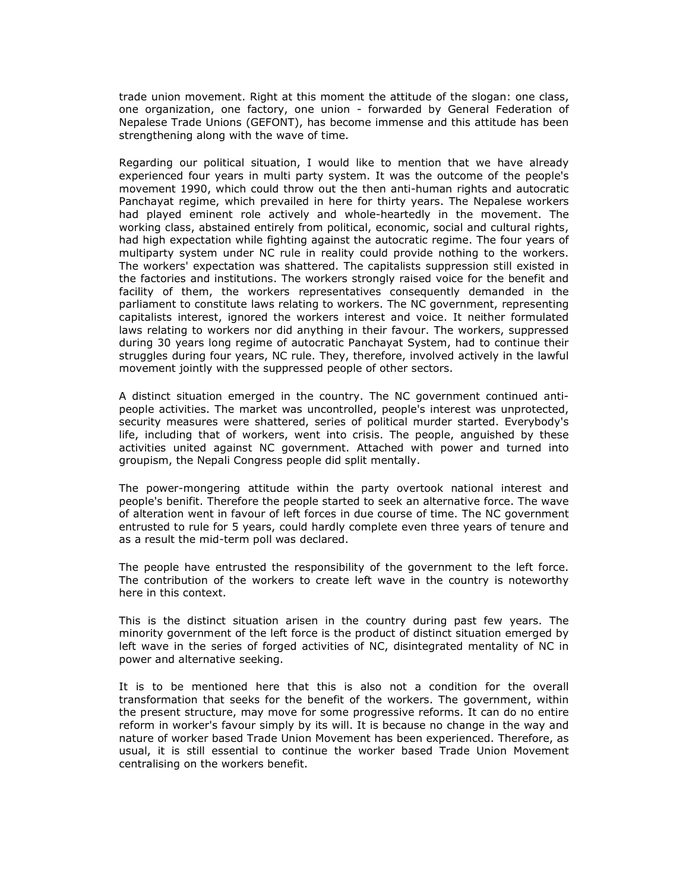trade union movement. Right at this moment the attitude of the slogan: one class, one organization, one factory, one union - forwarded by General Federation of Nepalese Trade Unions (GEFONT), has become immense and this attitude has been strengthening along with the wave of time.

Regarding our political situation, I would like to mention that we have already experienced four years in multi party system. It was the outcome of the people's movement 1990, which could throw out the then anti-human rights and autocratic Panchayat regime, which prevailed in here for thirty years. The Nepalese workers had played eminent role actively and whole-heartedly in the movement. The working class, abstained entirely from political, economic, social and cultural rights, had high expectation while fighting against the autocratic regime. The four years of multiparty system under NC rule in reality could provide nothing to the workers. The workers' expectation was shattered. The capitalists suppression still existed in the factories and institutions. The workers strongly raised voice for the benefit and facility of them, the workers representatives consequently demanded in the parliament to constitute laws relating to workers. The NC government, representing capitalists interest, ignored the workers interest and voice. It neither formulated laws relating to workers nor did anything in their favour. The workers, suppressed during 30 years long regime of autocratic Panchayat System, had to continue their struggles during four years, NC rule. They, therefore, involved actively in the lawful movement jointly with the suppressed people of other sectors.

A distinct situation emerged in the country. The NC government continued anti-people activities. The market was uncontrolled, people's interest was unprotected, security measures were shattered, series of political murder started. Everybody's life, including that of workers, went into crisis. The people, anguished by these activities united against NC government. Attached with power and turned into groupism, the Nepali Congress people did split mentally.

The power-mongering attitude within the party overtook national interest and people's benifit. Therefore the people started to seek an alternative force. The wave of alteration went in favour of left forces in due course of time. The NC government entrusted to rule for 5 years, could hardly complete even three years of tenure and as a result the mid-term poll was declared.

The people have entrusted the responsibility of the government to the left force. The contribution of the workers to create left wave in the country is noteworthy here in this context.

This is the distinct situation arisen in the country during past few years. The minority government of the left force is the product of distinct situation emerged by left wave in the series of forged activities of NC, disintegrated mentality of NC in power and alternative seeking.

It is to be mentioned here that this is also not a condition for the overall transformation that seeks for the benefit of the workers. The government, within the present structure, may move for some progressive reforms. It can do no entire reform in worker's favour simply by its will. It is because no change in the way and nature of worker based Trade Union Movement has been experienced. Therefore, as usual, it is still essential to continue the worker based Trade Union Movement centralising on the workers benefit.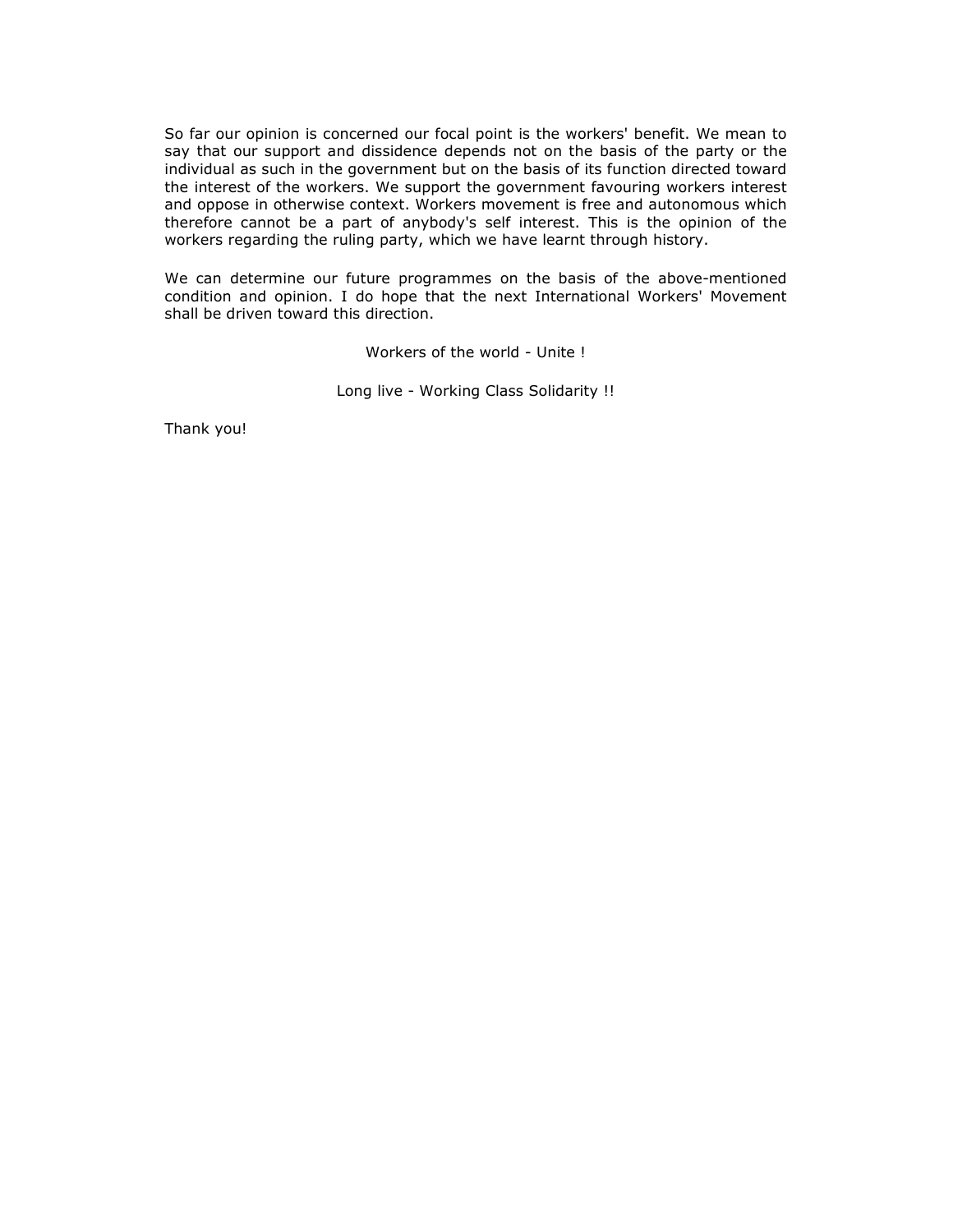So far our opinion is concerned our focal point is the workers' benefit. We mean to say that our support and dissidence depends not on the basis of the party or the individual as such in the government but on the basis of its function directed toward the interest of the workers. We support the government favouring workers interest and oppose in otherwise context. Workers movement is free and autonomous which therefore cannot be a part of anybody's self interest. This is the opinion of the workers regarding the ruling party, which we have learnt through history.

We can determine our future programmes on the basis of the above-mentioned condition and opinion. I do hope that the next International Workers' Movement shall be driven toward this direction.

Workers of the world - Unite !

Long live - Working Class Solidarity !!

Thank you!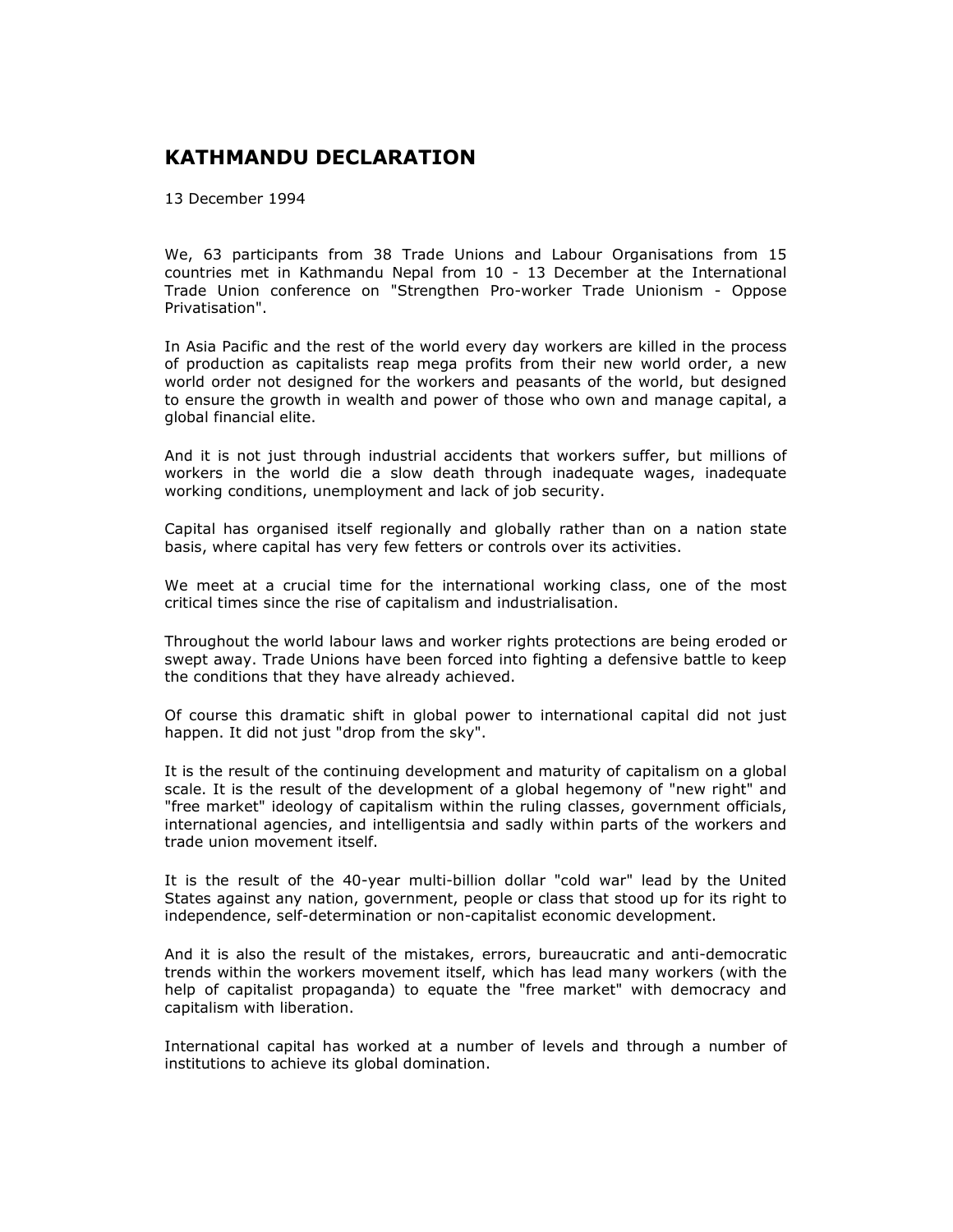## KATHMANDU DECLARATION

13 December 1994

We, 63 participants from 38 Trade Unions and Labour Organisations from 15 countries met in Kathmandu Nepal from 10 - 13 December at the International Trade Union conference on "Strengthen Pro-worker Trade Unionism - Oppose Privatisation".

In Asia Pacific and the rest of the world every day workers are killed in the process of production as capitalists reap mega profits from their new world order, a new world order not designed for the workers and peasants of the world, but designed to ensure the growth in wealth and power of those who own and manage capital, a global financial elite.

And it is not just through industrial accidents that workers suffer, but millions of workers in the world die a slow death through inadequate wages, inadequate working conditions, unemployment and lack of job security.

Capital has organised itself regionally and globally rather than on a nation state basis, where capital has very few fetters or controls over its activities.

We meet at a crucial time for the international working class, one of the most critical times since the rise of capitalism and industrialisation.

Throughout the world labour laws and worker rights protections are being eroded or swept away. Trade Unions have been forced into fighting a defensive battle to keep the conditions that they have already achieved.

Of course this dramatic shift in global power to international capital did not just happen. It did not just "drop from the sky".

It is the result of the continuing development and maturity of capitalism on a global scale. It is the result of the development of a global hegemony of "new right" and "free market" ideology of capitalism within the ruling classes, government officials, international agencies, and intelligentsia and sadly within parts of the workers and trade union movement itself.

It is the result of the 40-year multi-billion dollar "cold war" lead by the United States against any nation, government, people or class that stood up for its right to independence, self-determination or non-capitalist economic development.

And it is also the result of the mistakes, errors, bureaucratic and anti-democratic trends within the workers movement itself, which has lead many workers (with the help of capitalist propaganda) to equate the "free market" with democracy and capitalism with liberation.

International capital has worked at a number of levels and through a number of institutions to achieve its global domination.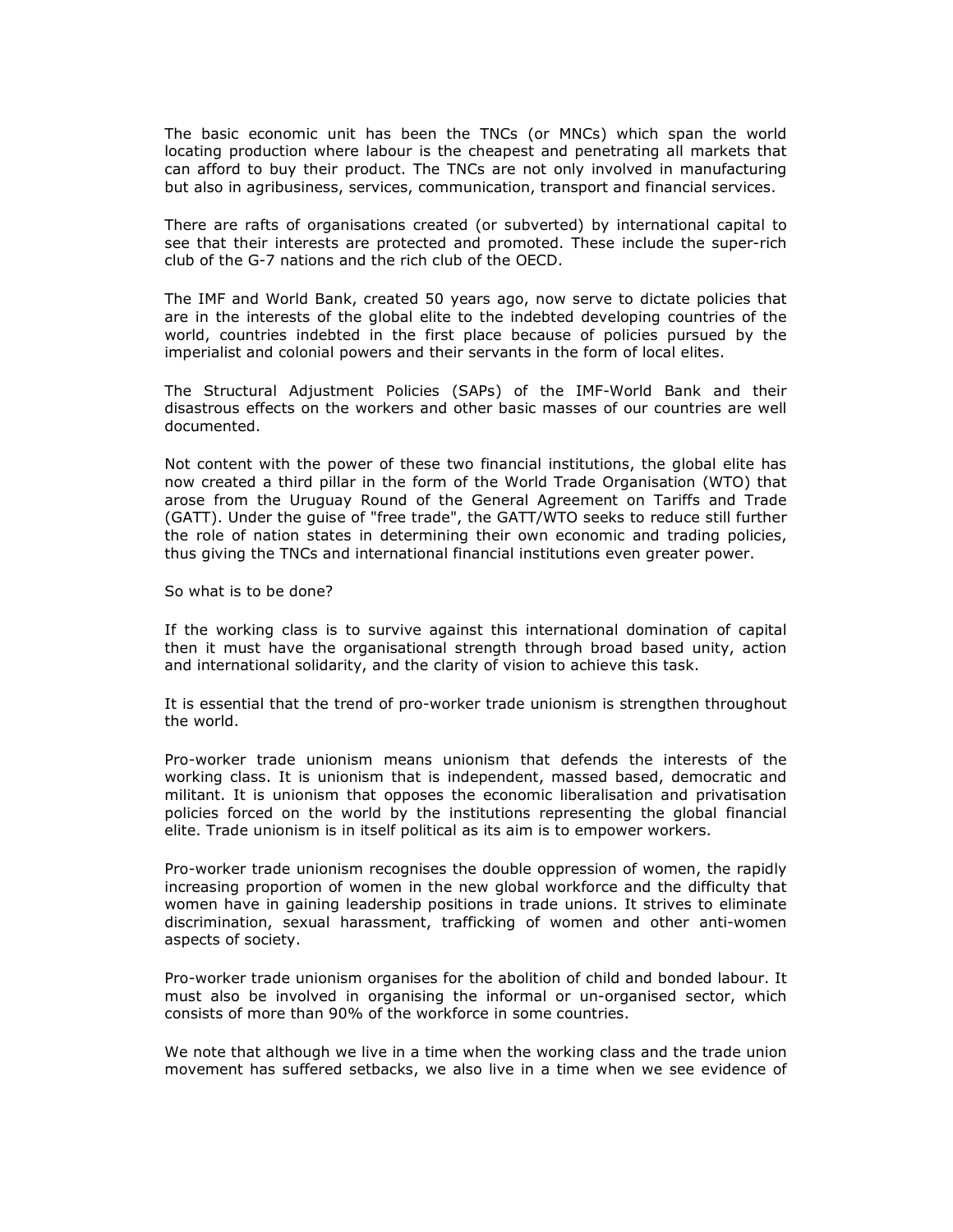The basic economic unit has been the TNCs (or MNCs) which span the world locating production where labour is the cheapest and penetrating all markets that can afford to buy their product. The TNCs are not only involved in manufacturing but also in agribusiness, services, communication, transport and financial services.

There are rafts of organisations created (or subverted) by international capital to see that their interests are protected and promoted. These include the super-rich club of the G-7 nations and the rich club of the OECD.

The IMF and World Bank, created 50 years ago, now serve to dictate policies that are in the interests of the global elite to the indebted developing countries of the world, countries indebted in the first place because of policies pursued by the imperialist and colonial powers and their servants in the form of local elites.

The Structural Adjustment Policies (SAPs) of the IMF-World Bank and their disastrous effects on the workers and other basic masses of our countries are well documented.

Not content with the power of these two financial institutions, the global elite has now created a third pillar in the form of the World Trade Organisation (WTO) that arose from the Uruguay Round of the General Agreement on Tariffs and Trade (GATT). Under the guise of "free trade", the GATT/WTO seeks to reduce still further the role of nation states in determining their own economic and trading policies, thus giving the TNCs and international financial institutions even greater power.

So what is to be done?

If the working class is to survive against this international domination of capital then it must have the organisational strength through broad based unity, action and international solidarity, and the clarity of vision to achieve this task.

It is essential that the trend of pro-worker trade unionism is strengthen throughout the world.

Pro-worker trade unionism means unionism that defends the interests of the working class. It is unionism that is independent, massed based, democratic and militant. It is unionism that opposes the economic liberalisation and privatisation policies forced on the world by the institutions representing the global financial elite. Trade unionism is in itself political as its aim is to empower workers.

Pro-worker trade unionism recognises the double oppression of women, the rapidly increasing proportion of women in the new global workforce and the difficulty that women have in gaining leadership positions in trade unions. It strives to eliminate discrimination, sexual harassment, trafficking of women and other anti-women aspects of society.

Pro-worker trade unionism organises for the abolition of child and bonded labour. It must also be involved in organising the informal or un-organised sector, which consists of more than 90% of the workforce in some countries.

We note that although we live in a time when the working class and the trade union movement has suffered setbacks, we also live in a time when we see evidence of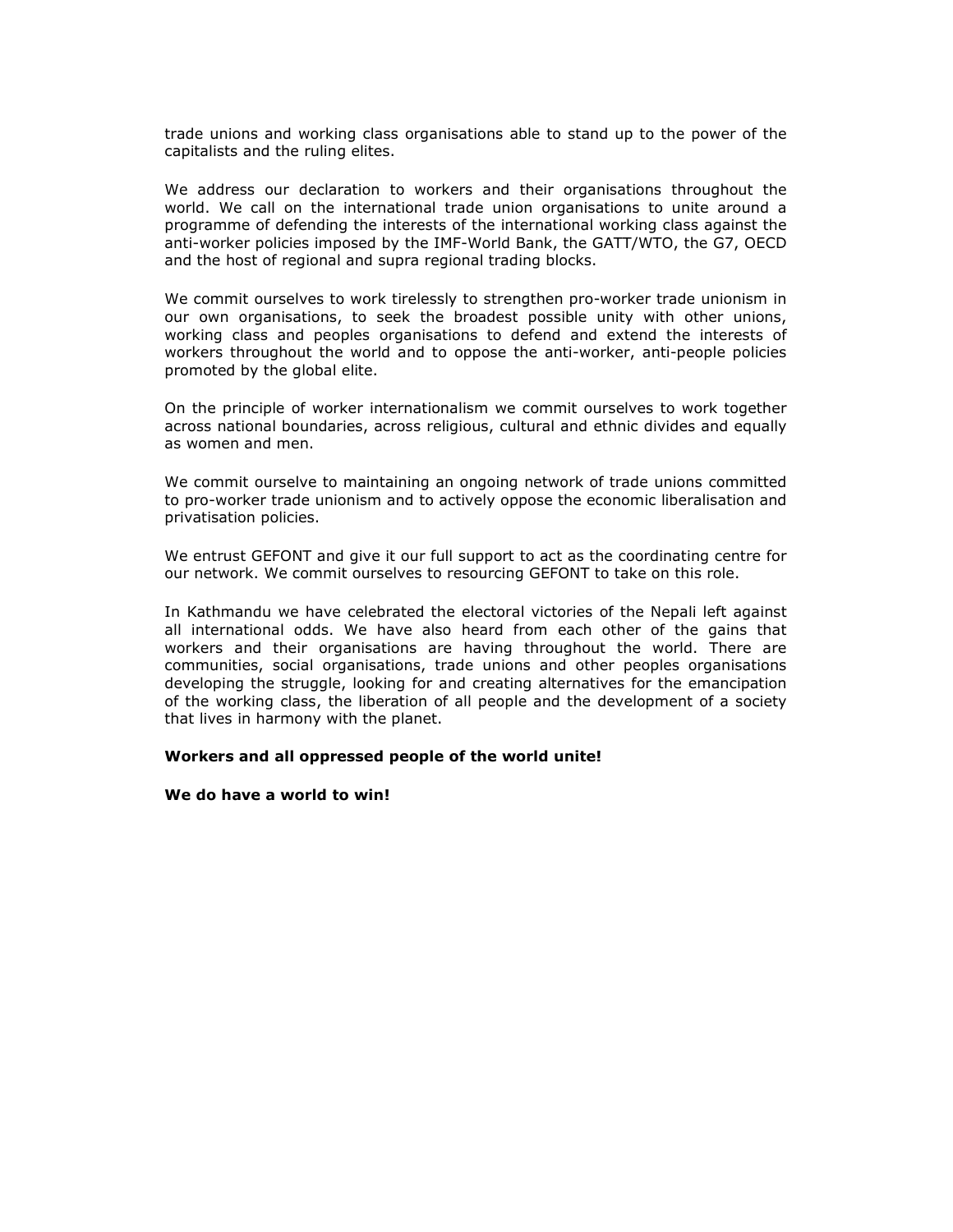trade unions and working class organisations able to stand up to the power of the capitalists and the ruling elites.

We address our declaration to workers and their organisations throughout the world. We call on the international trade union organisations to unite around a programme of defending the interests of the international working class against the anti-worker policies imposed by the IMF-World Bank, the GATT/WTO, the G7, OECD and the host of regional and supra regional trading blocks.

We commit ourselves to work tirelessly to strengthen pro-worker trade unionism in our own organisations, to seek the broadest possible unity with other unions, working class and peoples organisations to defend and extend the interests of workers throughout the world and to oppose the anti-worker, anti-people policies promoted by the global elite.

On the principle of worker internationalism we commit ourselves to work together across national boundaries, across religious, cultural and ethnic divides and equally as women and men.

We commit ourselve to maintaining an ongoing network of trade unions committed to pro-worker trade unionism and to actively oppose the economic liberalisation and privatisation policies.

We entrust GEFONT and give it our full support to act as the coordinating centre for our network. We commit ourselves to resourcing GEFONT to take on this role.

In Kathmandu we have celebrated the electoral victories of the Nepali left against all international odds. We have also heard from each other of the gains that workers and their organisations are having throughout the world. There are communities, social organisations, trade unions and other peoples organisations developing the struggle, looking for and creating alternatives for the emancipation of the working class, the liberation of all people and the development of a society that lives in harmony with the planet.

**Workers and all oppressed people of the world unite!**

**We do have a world to win!**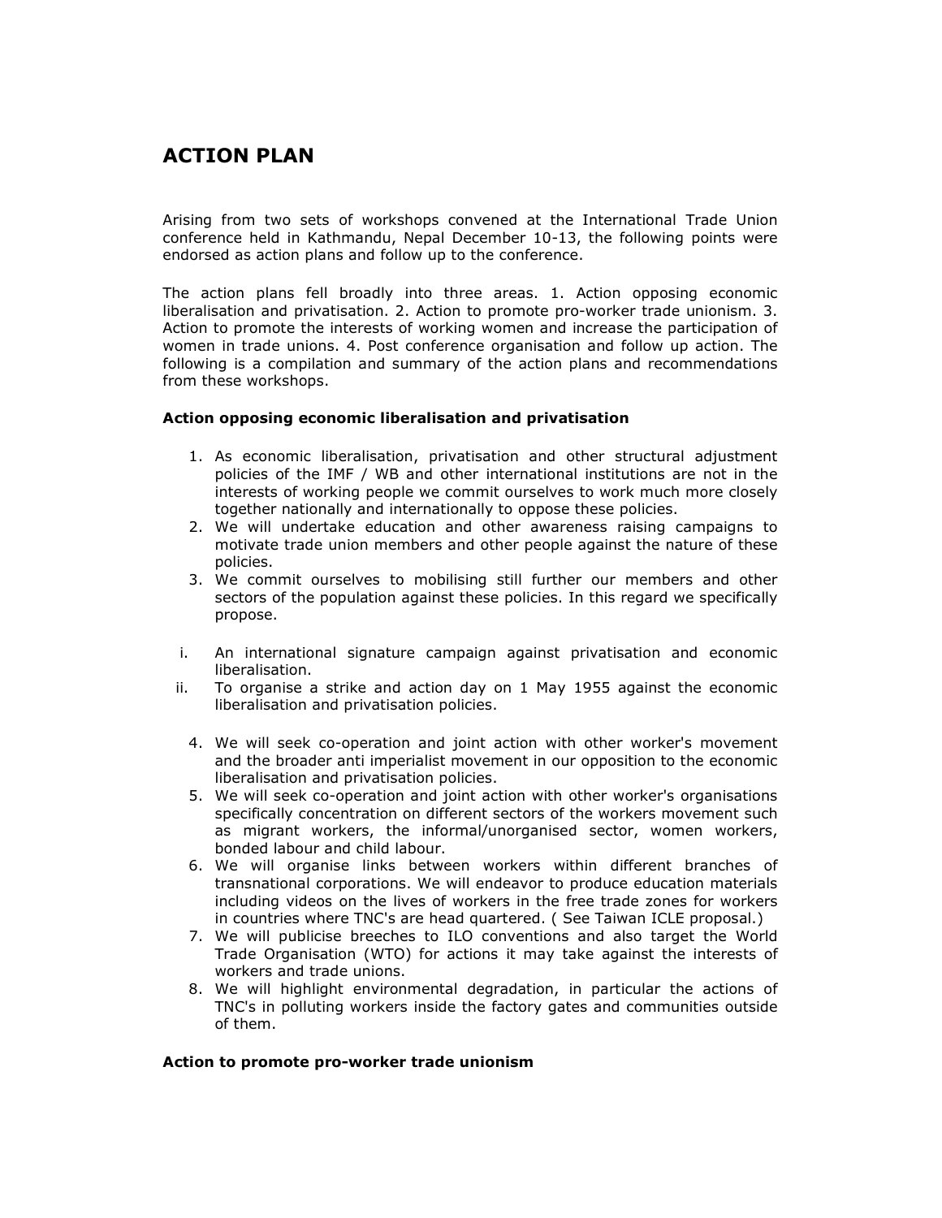# ACTION PLAN

Arising from two sets of workshops convened at the International Trade Union conference held in Kathmandu, Nepal December 10-13, the following points were endorsed as action plans and follow up to the conference.

The action plans fell broadly into three areas. 1. Action opposing economic liberalisation and privatisation. 2. Action to promote pro-worker trade unionism. 3. Action to promote the interests of working women and increase the participation of women in trade unions. 4. Post conference organisation and follow up action. The following is a compilation and summary of the action plans and recommendations from these workshops.

### Action opposing economic liberalisation and privatisation

1. As economic liberalisation, privatisation and other structural adjustment policies of the IMF / WB and other international institutions are not in the interests of working people we commit ourselves to work much more closely together nationally and internationally to oppose these policies.
2. We will undertake education and other awareness raising campaigns to motivate trade union members and other people against the nature of these policies.
3. We commit ourselves to mobilising still further our members and other sectors of the population against these policies. In this regard we specifically propose.

i. An international signature campaign against privatisation and economic liberalisation.
ii. To organise a strike and action day on 1 May 1955 against the economic liberalisation and privatisation policies.

4. We will seek co-operation and joint action with other worker's movement and the broader anti imperialist movement in our opposition to the economic liberalisation and privatisation policies.
5. We will seek co-operation and joint action with other worker's organisations specifically concentration on different sectors of the workers movement such as migrant workers, the informal/unorganised sector, women workers, bonded labour and child labour.
6. We will organise links between workers within different branches of transnational corporations. We will endeavor to produce education materials including videos on the lives of workers in the free trade zones for workers in countries where TNC's are head quartered. ( See Taiwan ICLE proposal.)
7. We will publicise breeches to ILO conventions and also target the World Trade Organisation (WTO) for actions it may take against the interests of workers and trade unions.
8. We will highlight environmental degradation, in particular the actions of TNC's in polluting workers inside the factory gates and communities outside of them.

### Action to promote pro-worker trade unionism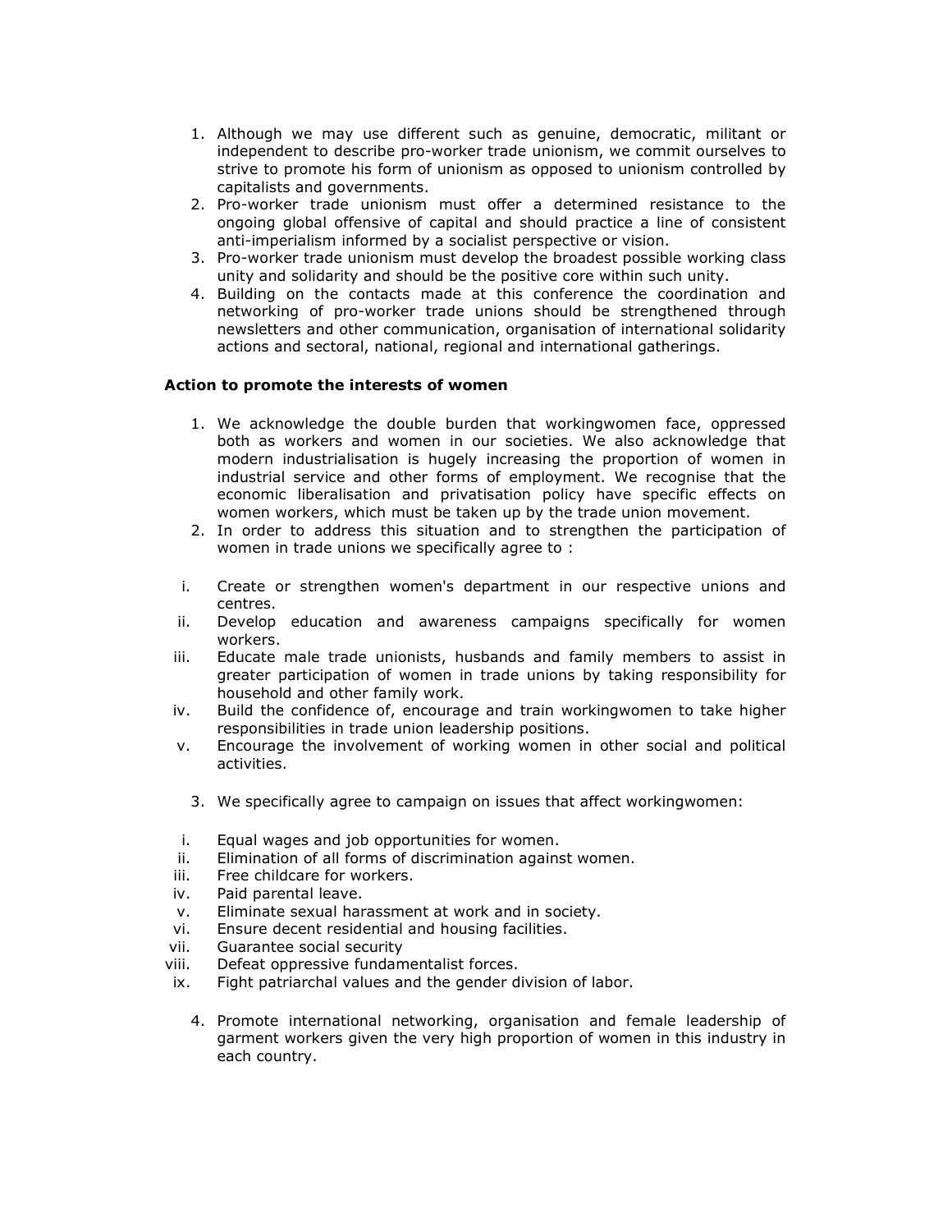1. Although we may use different such as genuine, democratic, militant or independent to describe pro-worker trade unionism, we commit ourselves to strive to promote his form of unionism as opposed to unionism controlled by capitalists and governments.
2. Pro-worker trade unionism must offer a determined resistance to the ongoing global offensive of capital and should practice a line of consistent anti-imperialism informed by a socialist perspective or vision.
3. Pro-worker trade unionism must develop the broadest possible working class unity and solidarity and should be the positive core within such unity.
4. Building on the contacts made at this conference the coordination and networking of pro-worker trade unions should be strengthened through newsletters and other communication, organisation of international solidarity actions and sectoral, national, regional and international gatherings.

**Action to promote the interests of women**

1. We acknowledge the double burden that workingwomen face, oppressed both as workers and women in our societies. We also acknowledge that modern industrialisation is hugely increasing the proportion of women in industrial service and other forms of employment. We recognise that the economic liberalisation and privatisation policy have specific effects on women workers, which must be taken up by the trade union movement.
2. In order to address this situation and to strengthen the participation of women in trade unions we specifically agree to :

   i. Create or strengthen women's department in our respective unions and centres.
   ii. Develop education and awareness campaigns specifically for women workers.
   iii. Educate male trade unionists, husbands and family members to assist in greater participation of women in trade unions by taking responsibility for household and other family work.
   iv. Build the confidence of, encourage and train workingwomen to take higher responsibilities in trade union leadership positions.
   v. Encourage the involvement of working women in other social and political activities.

3. We specifically agree to campaign on issues that affect workingwomen:

   i. Equal wages and job opportunities for women.
   ii. Elimination of all forms of discrimination against women.
   iii. Free childcare for workers.
   iv. Paid parental leave.
   v. Eliminate sexual harassment at work and in society.
   vi. Ensure decent residential and housing facilities.
   vii. Guarantee social security
   viii. Defeat oppressive fundamentalist forces.
   ix. Fight patriarchal values and the gender division of labor.

4. Promote international networking, organisation and female leadership of garment workers given the very high proportion of women in this industry in each country.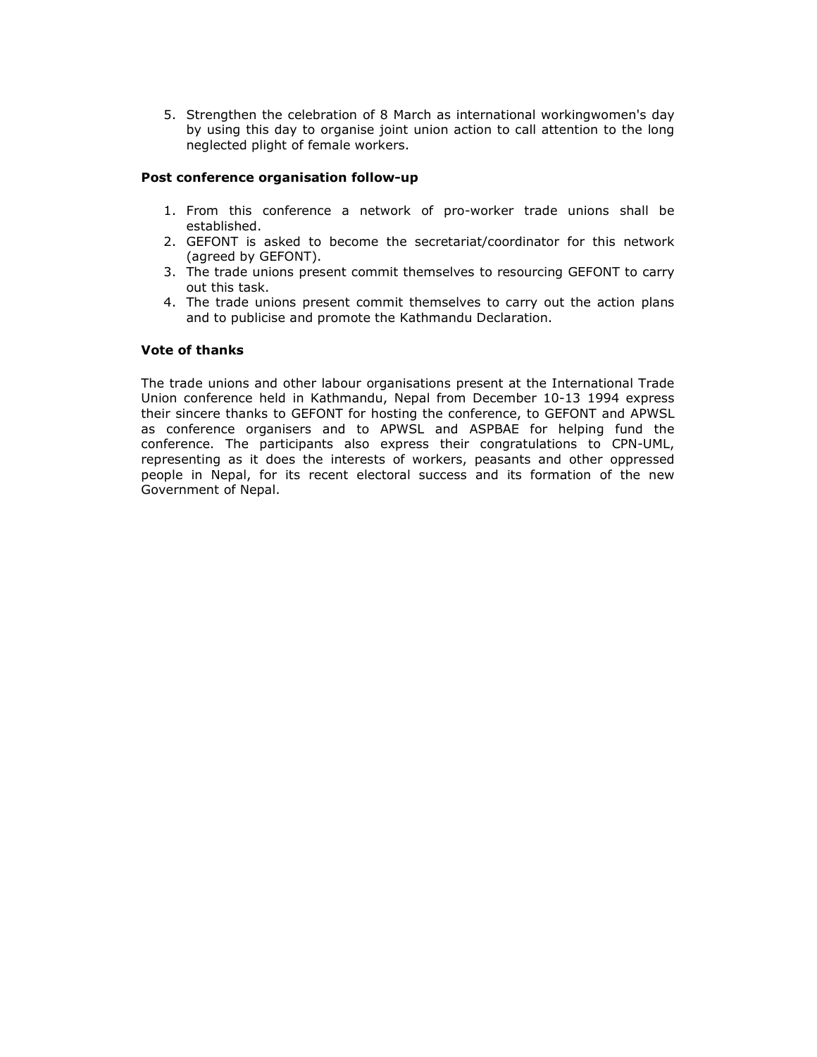5. Strengthen the celebration of 8 March as international workingwomen's day by using this day to organise joint union action to call attention to the long neglected plight of female workers.

**Post conference organisation follow-up**

1. From this conference a network of pro-worker trade unions shall be established.
2. GEFONT is asked to become the secretariat/coordinator for this network (agreed by GEFONT).
3. The trade unions present commit themselves to resourcing GEFONT to carry out this task.
4. The trade unions present commit themselves to carry out the action plans and to publicise and promote the Kathmandu Declaration.

**Vote of thanks**

The trade unions and other labour organisations present at the International Trade Union conference held in Kathmandu, Nepal from December 10-13 1994 express their sincere thanks to GEFONT for hosting the conference, to GEFONT and APWSL as conference organisers and to APWSL and ASPBAE for helping fund the conference. The participants also express their congratulations to CPN-UML, representing as it does the interests of workers, peasants and other oppressed people in Nepal, for its recent electoral success and its formation of the new Government of Nepal.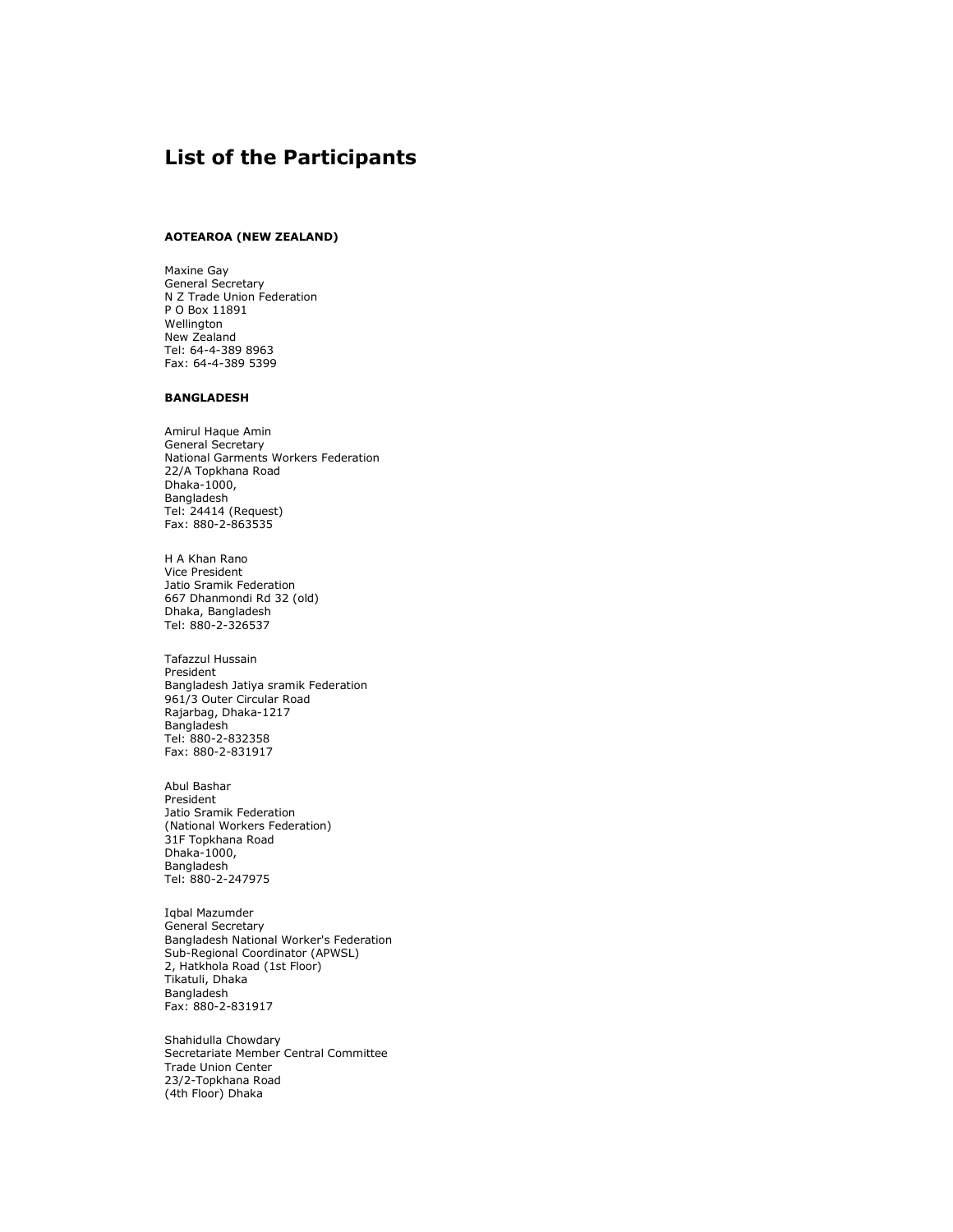# List of the Participants

**AOTEAROA (NEW ZEALAND)**

Maxine Gay
General Secretary
N Z Trade Union Federation
P O Box 11891
Wellington
New Zealand
Tel: 64-4-389 8963
Fax: 64-4-389 5399

**BANGLADESH**

Amirul Haque Amin
General Secretary
National Garments Workers Federation
22/A Topkhana Road
Dhaka-1000,
Bangladesh
Tel: 24414 (Request)
Fax: 880-2-863535

H A Khan Rano
Vice President
Jatio Sramik Federation
667 Dhanmondi Rd 32 (old)
Dhaka, Bangladesh
Tel: 880-2-326537

Tafazzul Hussain
President
Bangladesh Jatiya sramik Federation
961/3 Outer Circular Road
Rajarbag, Dhaka-1217
Bangladesh
Tel: 880-2-832358
Fax: 880-2-831917

Abul Bashar
President
Jatio Sramik Federation
(National Workers Federation)
31F Topkhana Road
Dhaka-1000,
Bangladesh
Tel: 880-2-247975

Iqbal Mazumder
General Secretary
Bangladesh National Worker's Federation
Sub-Regional Coordinator (APWSL)
2, Hatkhola Road (1st Floor)
Tikatuli, Dhaka
Bangladesh
Fax: 880-2-831917

Shahidulla Chowdary
Secretariate Member Central Committee
Trade Union Center
23/2-Topkhana Road
(4th Floor) Dhaka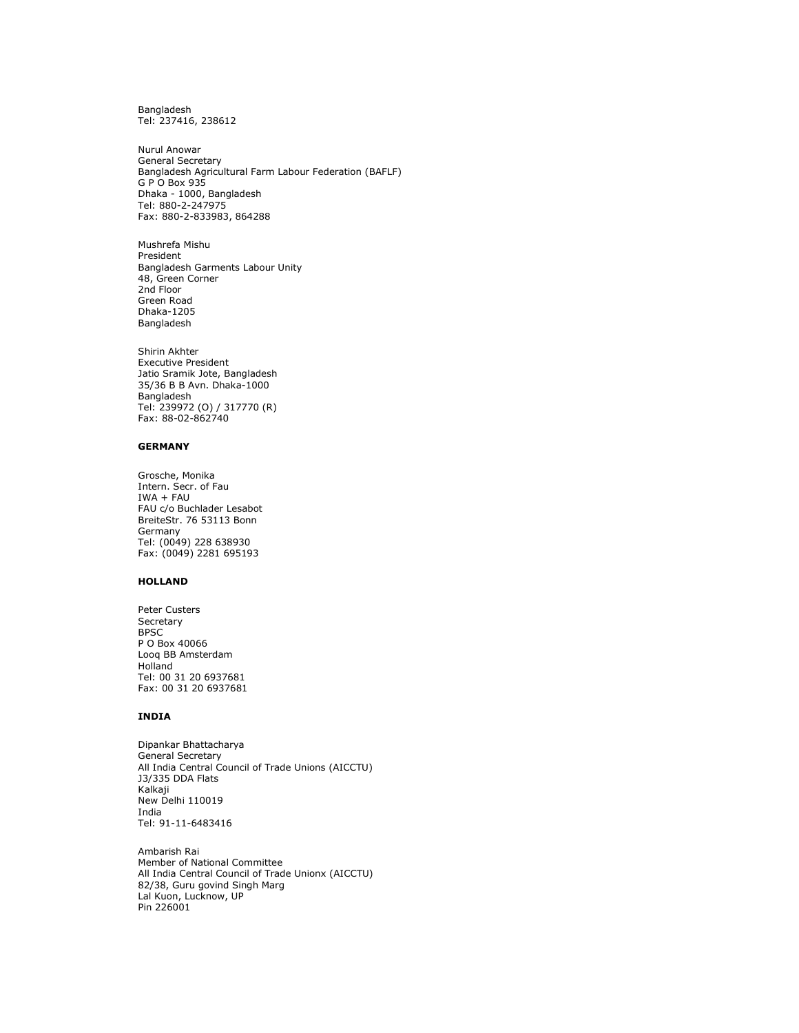Bangladesh
Tel: 237416, 238612

Nurul Anowar
General Secretary
Bangladesh Agricultural Farm Labour Federation (BAFLF)
G P O Box 935
Dhaka - 1000, Bangladesh
Tel: 880-2-247975
Fax: 880-2-833983, 864288

Mushrefa Mishu
President
Bangladesh Garments Labour Unity
48, Green Corner
2nd Floor
Green Road
Dhaka-1205
Bangladesh

Shirin Akhter
Executive President
Jatio Sramik Jote, Bangladesh
35/36 B B Avn. Dhaka-1000
Bangladesh
Tel: 239972 (O) / 317770 (R)
Fax: 88-02-862740

**GERMANY**

Grosche, Monika
Intern. Secr. of Fau
IWA + FAU
FAU c/o Buchlader Lesabot
BreiteStr. 76 53113 Bonn
Germany
Tel: (0049) 228 638930
Fax: (0049) 2281 695193

**HOLLAND**

Peter Custers
Secretary
BPSC
P O Box 40066
Looq BB Amsterdam
Holland
Tel: 00 31 20 6937681
Fax: 00 31 20 6937681

**INDIA**

Dipankar Bhattacharya
General Secretary
All India Central Council of Trade Unions (AICCTU)
J3/335 DDA Flats
Kalkaji
New Delhi 110019
India
Tel: 91-11-6483416

Ambarish Rai
Member of National Committee
All India Central Council of Trade Unionx (AICCTU)
82/38, Guru govind Singh Marg
Lal Kuon, Lucknow, UP
Pin 226001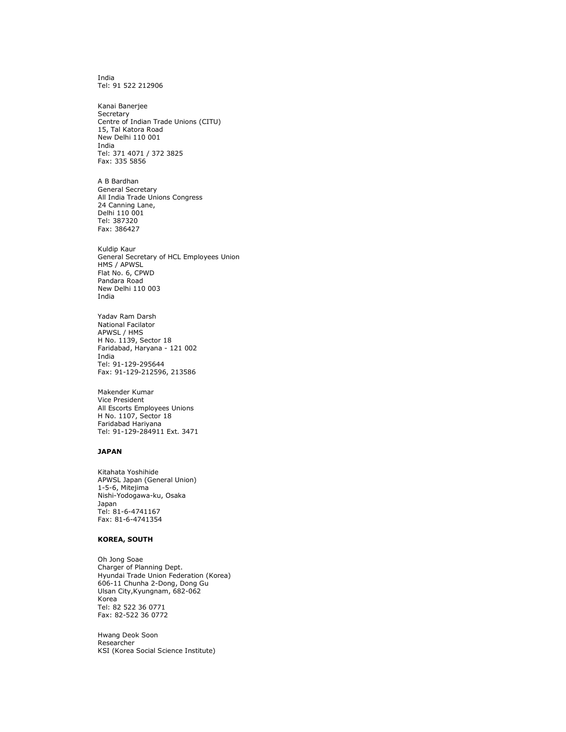India
Tel: 91 522 212906

Kanai Banerjee
Secretary
Centre of Indian Trade Unions (CITU)
15, Tal Katora Road
New Delhi 110 001
India
Tel: 371 4071 / 372 3825
Fax: 335 5856

A B Bardhan
General Secretary
All India Trade Unions Congress
24 Canning Lane,
Delhi 110 001
Tel: 387320
Fax: 386427

Kuldip Kaur
General Secretary of HCL Employees Union
HMS / APWSL
Flat No. 6, CPWD
Pandara Road
New Delhi 110 003
India

Yadav Ram Darsh
National Facilator
APWSL / HMS
H No. 1139, Sector 18
Faridabad, Haryana - 121 002
India
Tel: 91-129-295644
Fax: 91-129-212596, 213586

Makender Kumar
Vice President
All Escorts Employees Unions
H No. 1107, Sector 18
Faridabad Hariyana
Tel: 91-129-284911 Ext. 3471

**JAPAN**

Kitahata Yoshihide
APWSL Japan (General Union)
1-5-6, Mitejima
Nishi-Yodogawa-ku, Osaka
Japan
Tel: 81-6-4741167
Fax: 81-6-4741354

**KOREA, SOUTH**

Oh Jong Soae
Charger of Planning Dept.
Hyundai Trade Union Federation (Korea)
606-11 Chunha 2-Dong, Dong Gu
Ulsan City,Kyungnam, 682-062
Korea
Tel: 82 522 36 0771
Fax: 82-522 36 0772

Hwang Deok Soon
Researcher
KSI (Korea Social Science Institute)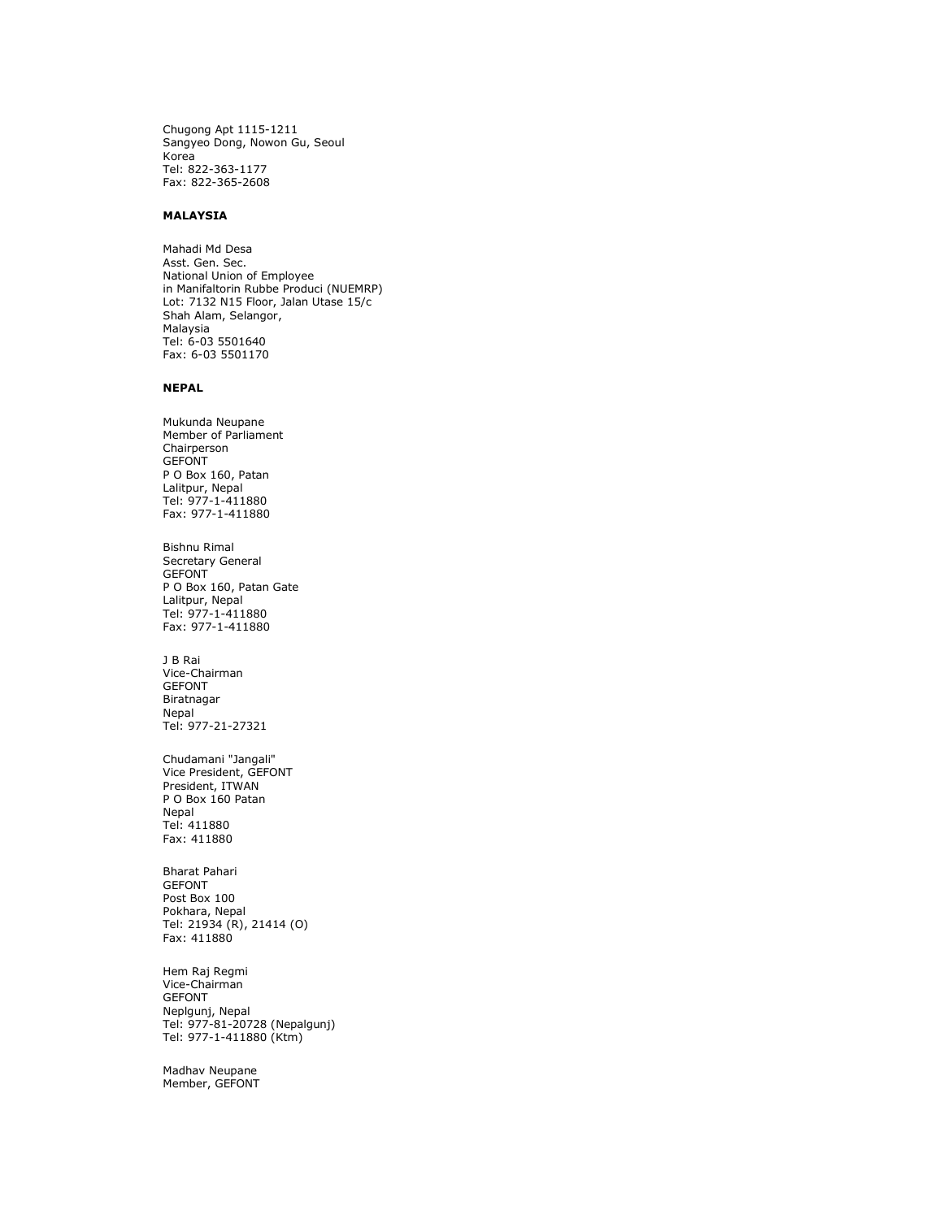Chugong Apt 1115-1211
Sangyeo Dong, Nowon Gu, Seoul
Korea
Tel: 822-363-1177
Fax: 822-365-2608

**MALAYSIA**

Mahadi Md Desa
Asst. Gen. Sec.
National Union of Employee
in Manifaltorin Rubbe Produci (NUEMRP)
Lot: 7132 N15 Floor, Jalan Utase 15/c
Shah Alam, Selangor,
Malaysia
Tel: 6-03 5501640
Fax: 6-03 5501170

**NEPAL**

Mukunda Neupane
Member of Parliament
Chairperson
GEFONT
P O Box 160, Patan
Lalitpur, Nepal
Tel: 977-1-411880
Fax: 977-1-411880

Bishnu Rimal
Secretary General
GEFONT
P O Box 160, Patan Gate
Lalitpur, Nepal
Tel: 977-1-411880
Fax: 977-1-411880

J B Rai
Vice-Chairman
GEFONT
Biratnagar
Nepal
Tel: 977-21-27321

Chudamani "Jangali"
Vice President, GEFONT
President, ITWAN
P O Box 160 Patan
Nepal
Tel: 411880
Fax: 411880

Bharat Pahari
GEFONT
Post Box 100
Pokhara, Nepal
Tel: 21934 (R), 21414 (O)
Fax: 411880

Hem Raj Regmi
Vice-Chairman
GEFONT
Neplgunj, Nepal
Tel: 977-81-20728 (Nepalgunj)
Tel: 977-1-411880 (Ktm)

Madhav Neupane
Member, GEFONT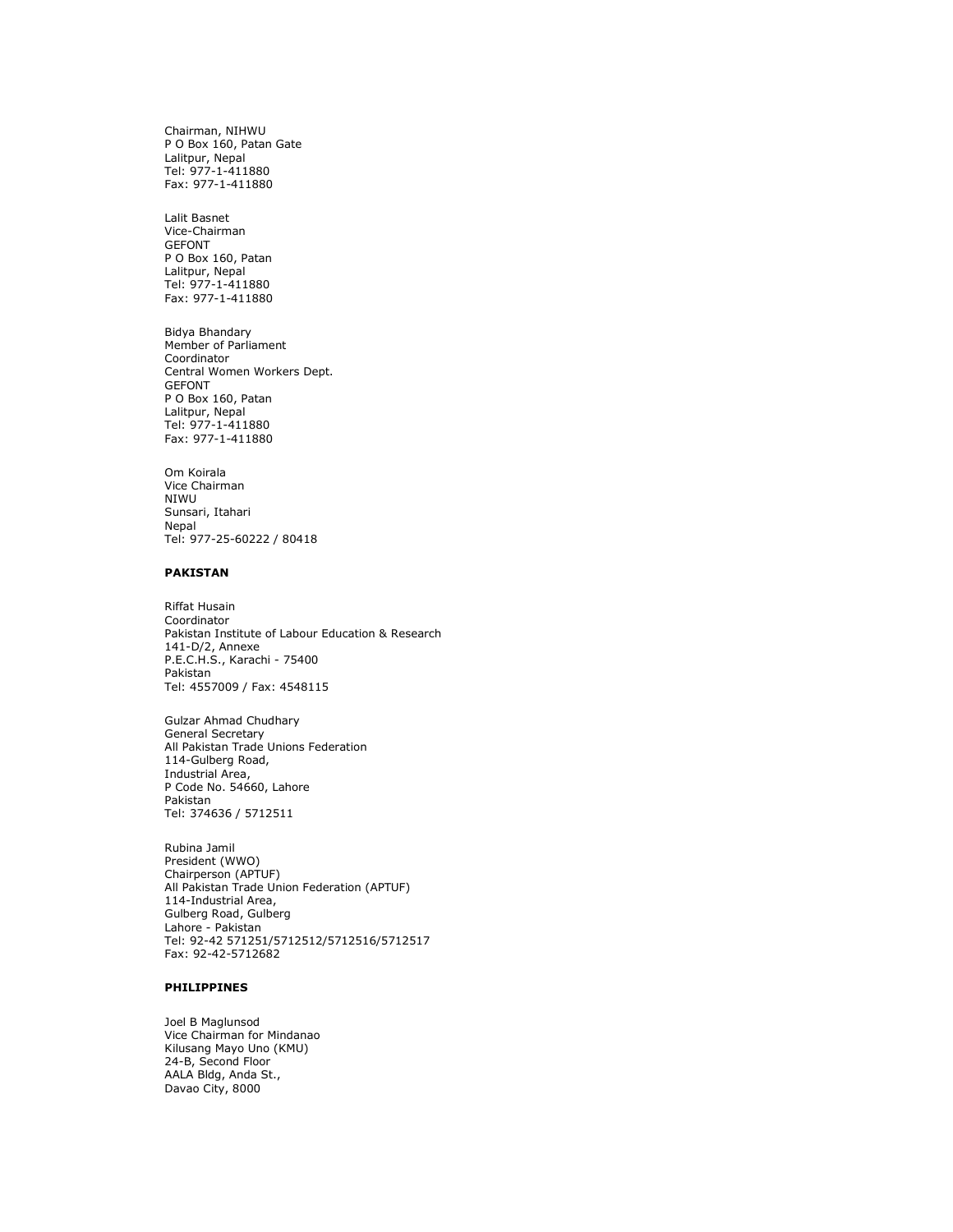Chairman, NIHWU
P O Box 160, Patan Gate
Lalitpur, Nepal
Tel: 977-1-411880
Fax: 977-1-411880

Lalit Basnet
Vice-Chairman
GEFONT
P O Box 160, Patan
Lalitpur, Nepal
Tel: 977-1-411880
Fax: 977-1-411880

Bidya Bhandary
Member of Parliament
Coordinator
Central Women Workers Dept.
GEFONT
P O Box 160, Patan
Lalitpur, Nepal
Tel: 977-1-411880
Fax: 977-1-411880

Om Koirala
Vice Chairman
NIWU
Sunsari, Itahari
Nepal
Tel: 977-25-60222 / 80418

**PAKISTAN**

Riffat Husain
Coordinator
Pakistan Institute of Labour Education & Research
141-D/2, Annexe
P.E.C.H.S., Karachi - 75400
Pakistan
Tel: 4557009 / Fax: 4548115

Gulzar Ahmad Chudhary
General Secretary
All Pakistan Trade Unions Federation
114-Gulberg Road,
Industrial Area,
P Code No. 54660, Lahore
Pakistan
Tel: 374636 / 5712511

Rubina Jamil
President (WWO)
Chairperson (APTUF)
All Pakistan Trade Union Federation (APTUF)
114-Industrial Area,
Gulberg Road, Gulberg
Lahore - Pakistan
Tel: 92-42 571251/5712512/5712516/5712517
Fax: 92-42-5712682

**PHILIPPINES**

Joel B Maglunsod
Vice Chairman for Mindanao
Kilusang Mayo Uno (KMU)
24-B, Second Floor
AALA Bldg, Anda St.,
Davao City, 8000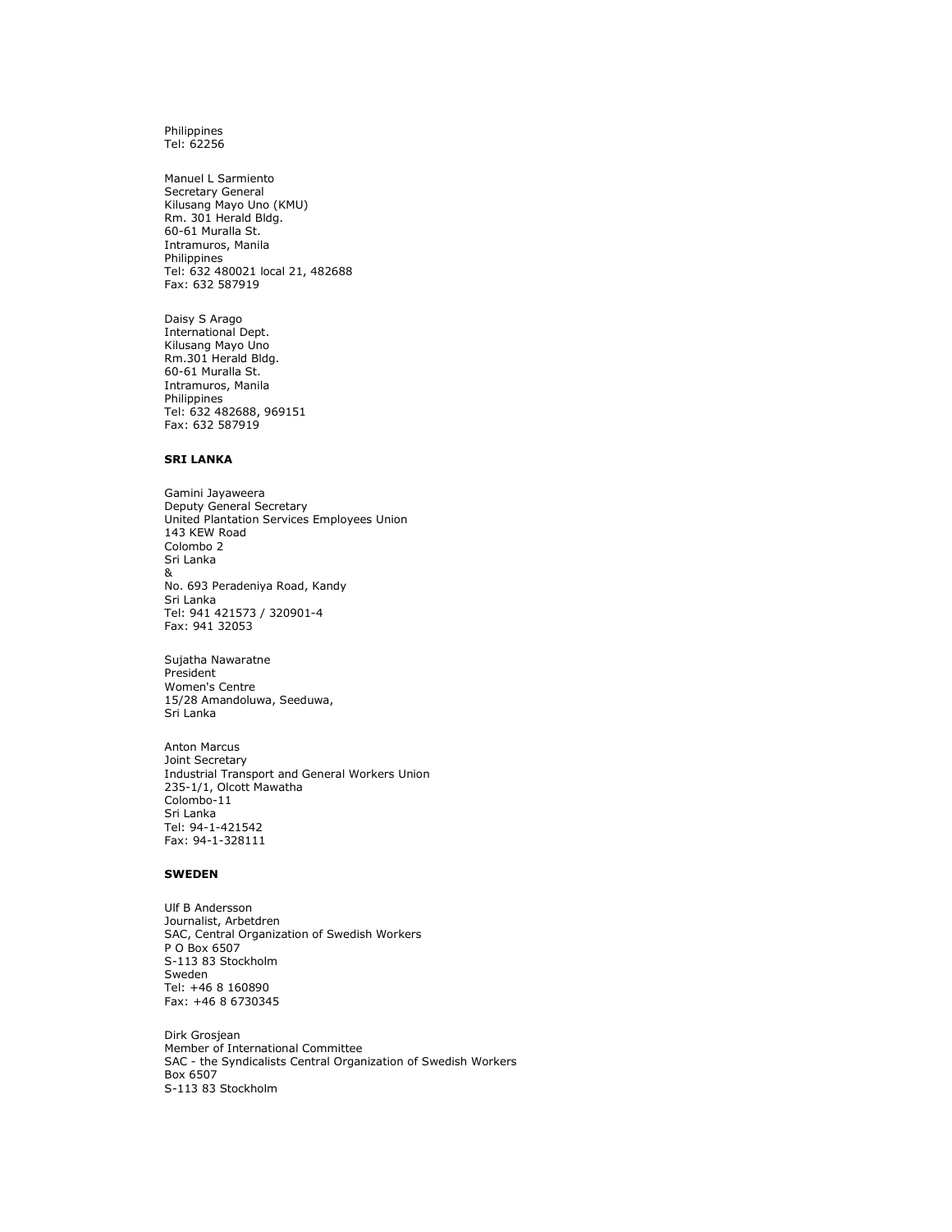Philippines
Tel: 62256

Manuel L Sarmiento
Secretary General
Kilusang Mayo Uno (KMU)
Rm. 301 Herald Bldg.
60-61 Muralla St.
Intramuros, Manila
Philippines
Tel: 632 480021 local 21, 482688
Fax: 632 587919

Daisy S Arago
International Dept.
Kilusang Mayo Uno
Rm.301 Herald Bldg.
60-61 Muralla St.
Intramuros, Manila
Philippines
Tel: 632 482688, 969151
Fax: 632 587919

**SRI LANKA**

Gamini Jayaweera
Deputy General Secretary
United Plantation Services Employees Union
143 KEW Road
Colombo 2
Sri Lanka
&
No. 693 Peradeniya Road, Kandy
Sri Lanka
Tel: 941 421573 / 320901-4
Fax: 941 32053

Sujatha Nawaratne
President
Women's Centre
15/28 Amandoluwa, Seeduwa,
Sri Lanka

Anton Marcus
Joint Secretary
Industrial Transport and General Workers Union
235-1/1, Olcott Mawatha
Colombo-11
Sri Lanka
Tel: 94-1-421542
Fax: 94-1-328111

**SWEDEN**

Ulf B Andersson
Journalist, Arbetdren
SAC, Central Organization of Swedish Workers
P O Box 6507
S-113 83 Stockholm
Sweden
Tel: +46 8 160890
Fax: +46 8 6730345

Dirk Grosjean
Member of International Committee
SAC - the Syndicalists Central Organization of Swedish Workers
Box 6507
S-113 83 Stockholm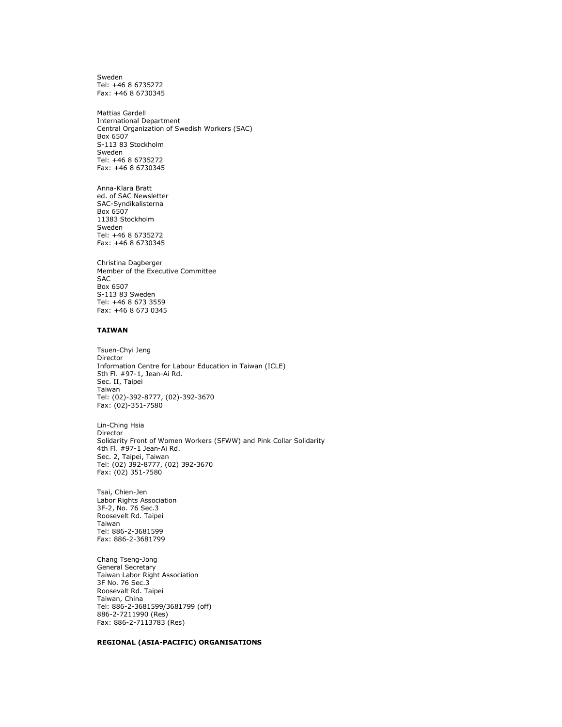Sweden
Tel: +46 8 6735272
Fax: +46 8 6730345

Mattias Gardell
International Department
Central Organization of Swedish Workers (SAC)
Box 6507
S-113 83 Stockholm
Sweden
Tel: +46 8 6735272
Fax: +46 8 6730345

Anna-Klara Bratt
ed. of SAC Newsletter
SAC-Syndikalisterna
Box 6507
11383 Stockholm
Sweden
Tel: +46 8 6735272
Fax: +46 8 6730345

Christina Dagberger
Member of the Executive Committee
SAC
Box 6507
S-113 83 Sweden
Tel: +46 8 673 3559
Fax: +46 8 673 0345

**TAIWAN**

Tsuen-Chyi Jeng
Director
Information Centre for Labour Education in Taiwan (ICLE)
5th Fl. #97-1, Jean-Ai Rd.
Sec. II, Taipei
Taiwan
Tel: (02)-392-8777, (02)-392-3670
Fax: (02)-351-7580

Lin-Ching Hsia
Director
Solidarity Front of Women Workers (SFWW) and Pink Collar Solidarity
4th Fl. #97-1 Jean-Ai Rd.
Sec. 2, Taipei, Taiwan
Tel: (02) 392-8777, (02) 392-3670
Fax: (02) 351-7580

Tsai, Chien-Jen
Labor Rights Association
3F-2, No. 76 Sec.3
Roosevelt Rd. Taipei
Taiwan
Tel: 886-2-3681599
Fax: 886-2-3681799

Chang Tseng-Jong
General Secretary
Taiwan Labor Right Association
3F No. 76 Sec.3
Roosevalt Rd. Taipei
Taiwan, China
Tel: 886-2-3681599/3681799 (off)
886-2-7211990 (Res)
Fax: 886-2-7113783 (Res)

**REGIONAL (ASIA-PACIFIC) ORGANISATIONS**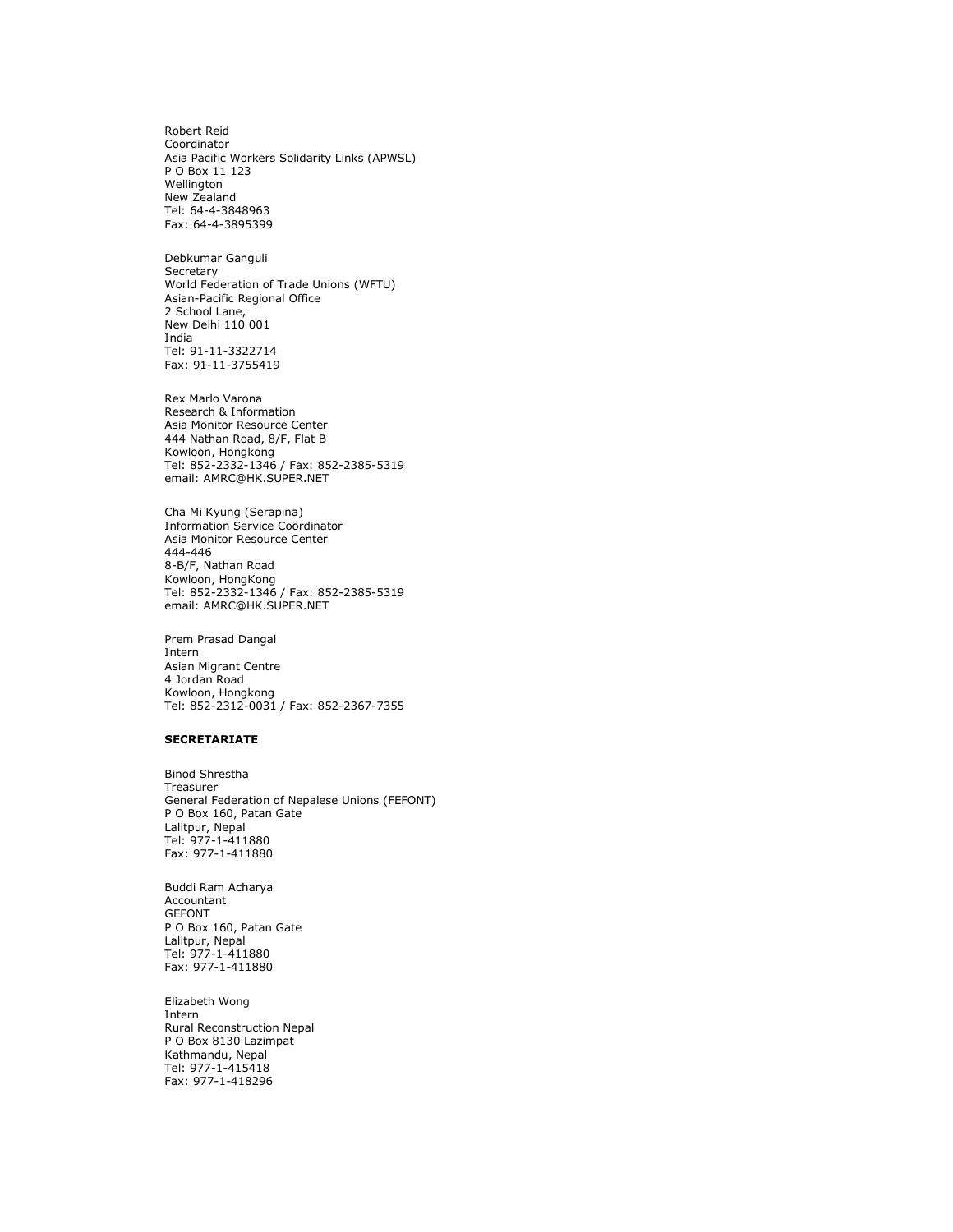Robert Reid
Coordinator
Asia Pacific Workers Solidarity Links (APWSL)
P O Box 11 123
Wellington
New Zealand
Tel: 64-4-3848963
Fax: 64-4-3895399

Debkumar Ganguli
Secretary
World Federation of Trade Unions (WFTU)
Asian-Pacific Regional Office
2 School Lane,
New Delhi 110 001
India
Tel: 91-11-3322714
Fax: 91-11-3755419

Rex Marlo Varona
Research & Information
Asia Monitor Resource Center
444 Nathan Road, 8/F, Flat B
Kowloon, Hongkong
Tel: 852-2332-1346 / Fax: 852-2385-5319
email: AMRC@HK.SUPER.NET

Cha Mi Kyung (Serapina)
Information Service Coordinator
Asia Monitor Resource Center
444-446
8-B/F, Nathan Road
Kowloon, HongKong
Tel: 852-2332-1346 / Fax: 852-2385-5319
email: AMRC@HK.SUPER.NET

Prem Prasad Dangal
Intern
Asian Migrant Centre
4 Jordan Road
Kowloon, Hongkong
Tel: 852-2312-0031 / Fax: 852-2367-7355

**SECRETARIATE**

Binod Shrestha
Treasurer
General Federation of Nepalese Unions (FEFONT)
P O Box 160, Patan Gate
Lalitpur, Nepal
Tel: 977-1-411880
Fax: 977-1-411880

Buddi Ram Acharya
Accountant
GEFONT
P O Box 160, Patan Gate
Lalitpur, Nepal
Tel: 977-1-411880
Fax: 977-1-411880

Elizabeth Wong
Intern
Rural Reconstruction Nepal
P O Box 8130 Lazimpat
Kathmandu, Nepal
Tel: 977-1-415418
Fax: 977-1-418296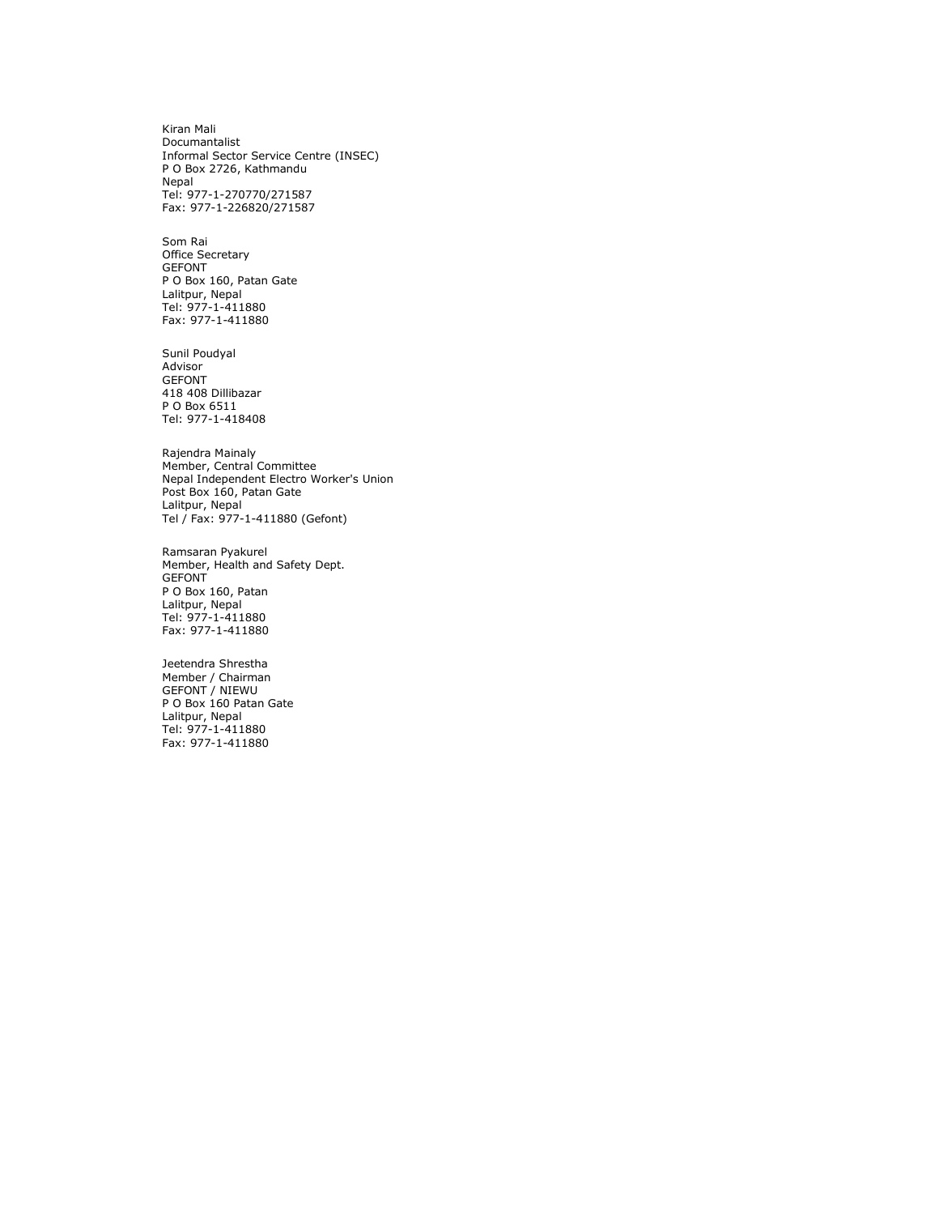Kiran Mali
Documantalist
Informal Sector Service Centre (INSEC)
P O Box 2726, Kathmandu
Nepal
Tel: 977-1-270770/271587
Fax: 977-1-226820/271587

Som Rai
Office Secretary
GEFONT
P O Box 160, Patan Gate
Lalitpur, Nepal
Tel: 977-1-411880
Fax: 977-1-411880

Sunil Poudyal
Advisor
GEFONT
418 408 Dillibazar
P O Box 6511
Tel: 977-1-418408

Rajendra Mainaly
Member, Central Committee
Nepal Independent Electro Worker's Union
Post Box 160, Patan Gate
Lalitpur, Nepal
Tel / Fax: 977-1-411880 (Gefont)

Ramsaran Pyakurel
Member, Health and Safety Dept.
GEFONT
P O Box 160, Patan
Lalitpur, Nepal
Tel: 977-1-411880
Fax: 977-1-411880

Jeetendra Shrestha
Member / Chairman
GEFONT / NIEWU
P O Box 160 Patan Gate
Lalitpur, Nepal
Tel: 977-1-411880
Fax: 977-1-411880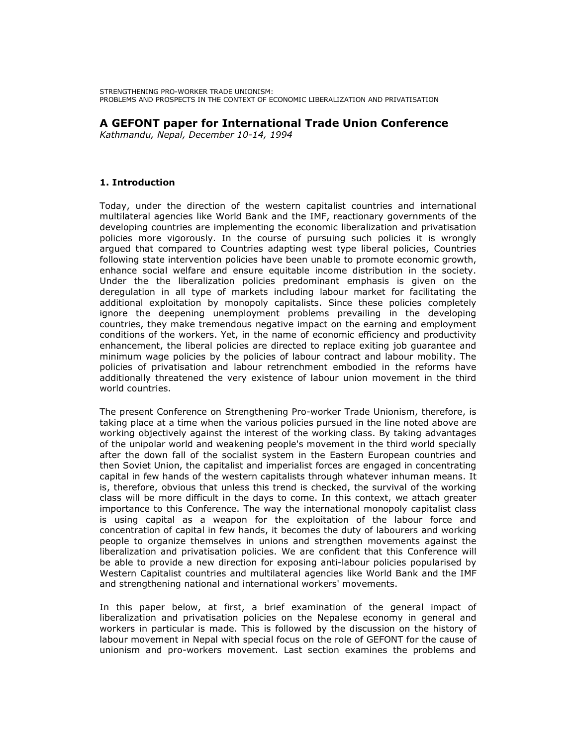STRENGTHENING PRO-WORKER TRADE UNIONISM:
PROBLEMS AND PROSPECTS IN THE CONTEXT OF ECONOMIC LIBERALIZATION AND PRIVATISATION

## A GEFONT paper for International Trade Union Conference

*Kathmandu, Nepal, December 10-14, 1994*

### 1. Introduction

Today, under the direction of the western capitalist countries and international multilateral agencies like World Bank and the IMF, reactionary governments of the developing countries are implementing the economic liberalization and privatisation policies more vigorously. In the course of pursuing such policies it is wrongly argued that compared to Countries adapting west type liberal policies, Countries following state intervention policies have been unable to promote economic growth, enhance social welfare and ensure equitable income distribution in the society. Under the the liberalization policies predominant emphasis is given on the deregulation in all type of markets including labour market for facilitating the additional exploitation by monopoly capitalists. Since these policies completely ignore the deepening unemployment problems prevailing in the developing countries, they make tremendous negative impact on the earning and employment conditions of the workers. Yet, in the name of economic efficiency and productivity enhancement, the liberal policies are directed to replace exiting job guarantee and minimum wage policies by the policies of labour contract and labour mobility. The policies of privatisation and labour retrenchment embodied in the reforms have additionally threatened the very existence of labour union movement in the third world countries.

The present Conference on Strengthening Pro-worker Trade Unionism, therefore, is taking place at a time when the various policies pursued in the line noted above are working objectively against the interest of the working class. By taking advantages of the unipolar world and weakening people's movement in the third world specially after the down fall of the socialist system in the Eastern European countries and then Soviet Union, the capitalist and imperialist forces are engaged in concentrating capital in few hands of the western capitalists through whatever inhuman means. It is, therefore, obvious that unless this trend is checked, the survival of the working class will be more difficult in the days to come. In this context, we attach greater importance to this Conference. The way the international monopoly capitalist class is using capital as a weapon for the exploitation of the labour force and concentration of capital in few hands, it becomes the duty of labourers and working people to organize themselves in unions and strengthen movements against the liberalization and privatisation policies. We are confident that this Conference will be able to provide a new direction for exposing anti-labour policies popularised by Western Capitalist countries and multilateral agencies like World Bank and the IMF and strengthening national and international workers' movements.

In this paper below, at first, a brief examination of the general impact of liberalization and privatisation policies on the Nepalese economy in general and workers in particular is made. This is followed by the discussion on the history of labour movement in Nepal with special focus on the role of GEFONT for the cause of unionism and pro-workers movement. Last section examines the problems and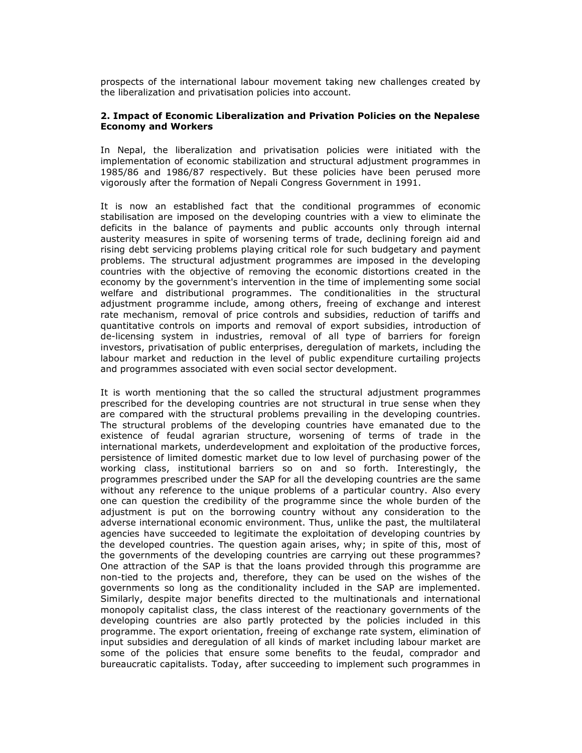prospects of the international labour movement taking new challenges created by the liberalization and privatisation policies into account.

## 2. Impact of Economic Liberalization and Privation Policies on the Nepalese Economy and Workers

In Nepal, the liberalization and privatisation policies were initiated with the implementation of economic stabilization and structural adjustment programmes in 1985/86 and 1986/87 respectively. But these policies have been perused more vigorously after the formation of Nepali Congress Government in 1991.

It is now an established fact that the conditional programmes of economic stabilisation are imposed on the developing countries with a view to eliminate the deficits in the balance of payments and public accounts only through internal austerity measures in spite of worsening terms of trade, declining foreign aid and rising debt servicing problems playing critical role for such budgetary and payment problems. The structural adjustment programmes are imposed in the developing countries with the objective of removing the economic distortions created in the economy by the government's intervention in the time of implementing some social welfare and distributional programmes. The conditionalities in the structural adjustment programme include, among others, freeing of exchange and interest rate mechanism, removal of price controls and subsidies, reduction of tariffs and quantitative controls on imports and removal of export subsidies, introduction of de-licensing system in industries, removal of all type of barriers for foreign investors, privatisation of public enterprises, deregulation of markets, including the labour market and reduction in the level of public expenditure curtailing projects and programmes associated with even social sector development.

It is worth mentioning that the so called the structural adjustment programmes prescribed for the developing countries are not structural in true sense when they are compared with the structural problems prevailing in the developing countries. The structural problems of the developing countries have emanated due to the existence of feudal agrarian structure, worsening of terms of trade in the international markets, underdevelopment and exploitation of the productive forces, persistence of limited domestic market due to low level of purchasing power of the working class, institutional barriers so on and so forth. Interestingly, the programmes prescribed under the SAP for all the developing countries are the same without any reference to the unique problems of a particular country. Also every one can question the credibility of the programme since the whole burden of the adjustment is put on the borrowing country without any consideration to the adverse international economic environment. Thus, unlike the past, the multilateral agencies have succeeded to legitimate the exploitation of developing countries by the developed countries. The question again arises, why; in spite of this, most of the governments of the developing countries are carrying out these programmes? One attraction of the SAP is that the loans provided through this programme are non-tied to the projects and, therefore, they can be used on the wishes of the governments so long as the conditionality included in the SAP are implemented. Similarly, despite major benefits directed to the multinationals and international monopoly capitalist class, the class interest of the reactionary governments of the developing countries are also partly protected by the policies included in this programme. The export orientation, freeing of exchange rate system, elimination of input subsidies and deregulation of all kinds of market including labour market are some of the policies that ensure some benefits to the feudal, comprador and bureaucratic capitalists. Today, after succeeding to implement such programmes in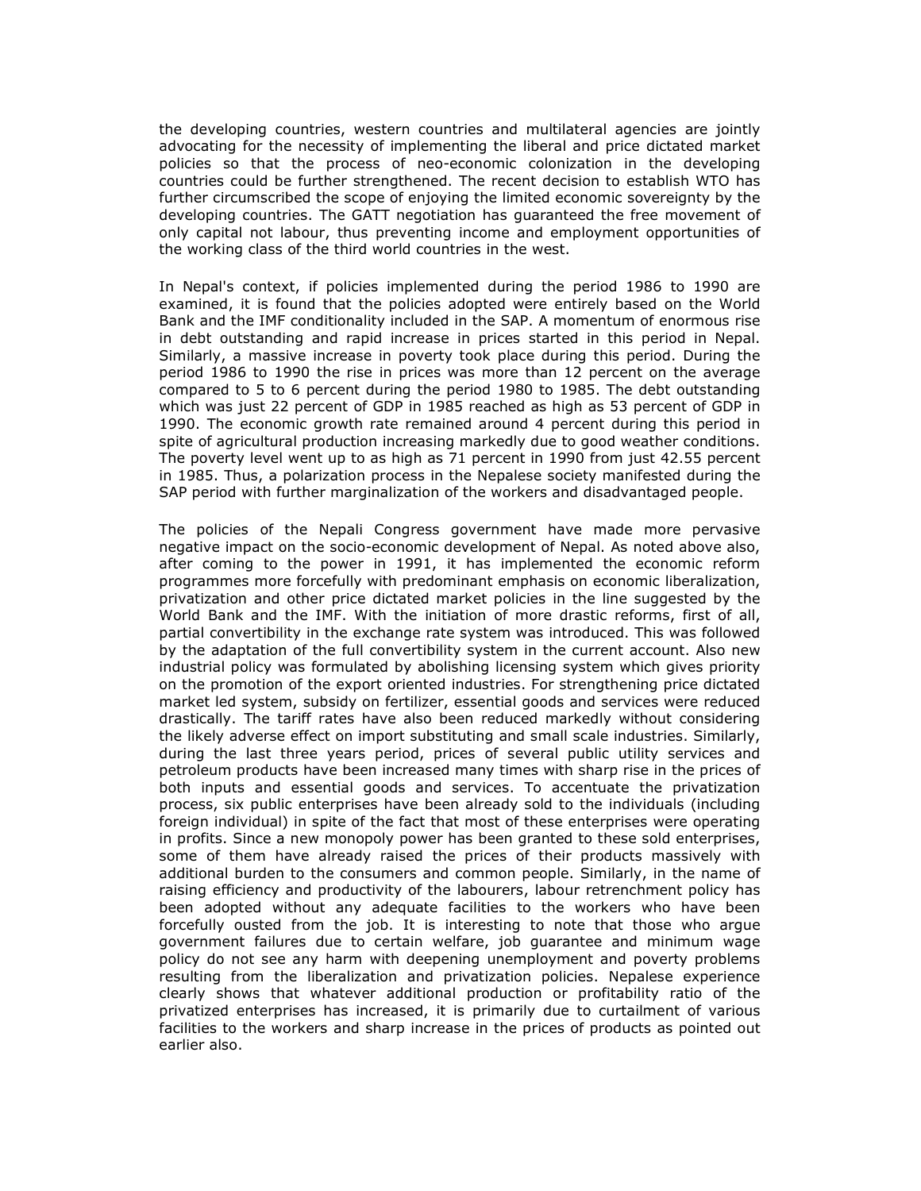the developing countries, western countries and multilateral agencies are jointly advocating for the necessity of implementing the liberal and price dictated market policies so that the process of neo-economic colonization in the developing countries could be further strengthened. The recent decision to establish WTO has further circumscribed the scope of enjoying the limited economic sovereignty by the developing countries. The GATT negotiation has guaranteed the free movement of only capital not labour, thus preventing income and employment opportunities of the working class of the third world countries in the west.

In Nepal's context, if policies implemented during the period 1986 to 1990 are examined, it is found that the policies adopted were entirely based on the World Bank and the IMF conditionality included in the SAP. A momentum of enormous rise in debt outstanding and rapid increase in prices started in this period in Nepal. Similarly, a massive increase in poverty took place during this period. During the period 1986 to 1990 the rise in prices was more than 12 percent on the average compared to 5 to 6 percent during the period 1980 to 1985. The debt outstanding which was just 22 percent of GDP in 1985 reached as high as 53 percent of GDP in 1990. The economic growth rate remained around 4 percent during this period in spite of agricultural production increasing markedly due to good weather conditions. The poverty level went up to as high as 71 percent in 1990 from just 42.55 percent in 1985. Thus, a polarization process in the Nepalese society manifested during the SAP period with further marginalization of the workers and disadvantaged people.

The policies of the Nepali Congress government have made more pervasive negative impact on the socio-economic development of Nepal. As noted above also, after coming to the power in 1991, it has implemented the economic reform programmes more forcefully with predominant emphasis on economic liberalization, privatization and other price dictated market policies in the line suggested by the World Bank and the IMF. With the initiation of more drastic reforms, first of all, partial convertibility in the exchange rate system was introduced. This was followed by the adaptation of the full convertibility system in the current account. Also new industrial policy was formulated by abolishing licensing system which gives priority on the promotion of the export oriented industries. For strengthening price dictated market led system, subsidy on fertilizer, essential goods and services were reduced drastically. The tariff rates have also been reduced markedly without considering the likely adverse effect on import substituting and small scale industries. Similarly, during the last three years period, prices of several public utility services and petroleum products have been increased many times with sharp rise in the prices of both inputs and essential goods and services. To accentuate the privatization process, six public enterprises have been already sold to the individuals (including foreign individual) in spite of the fact that most of these enterprises were operating in profits. Since a new monopoly power has been granted to these sold enterprises, some of them have already raised the prices of their products massively with additional burden to the consumers and common people. Similarly, in the name of raising efficiency and productivity of the labourers, labour retrenchment policy has been adopted without any adequate facilities to the workers who have been forcefully ousted from the job. It is interesting to note that those who argue government failures due to certain welfare, job guarantee and minimum wage policy do not see any harm with deepening unemployment and poverty problems resulting from the liberalization and privatization policies. Nepalese experience clearly shows that whatever additional production or profitability ratio of the privatized enterprises has increased, it is primarily due to curtailment of various facilities to the workers and sharp increase in the prices of products as pointed out earlier also.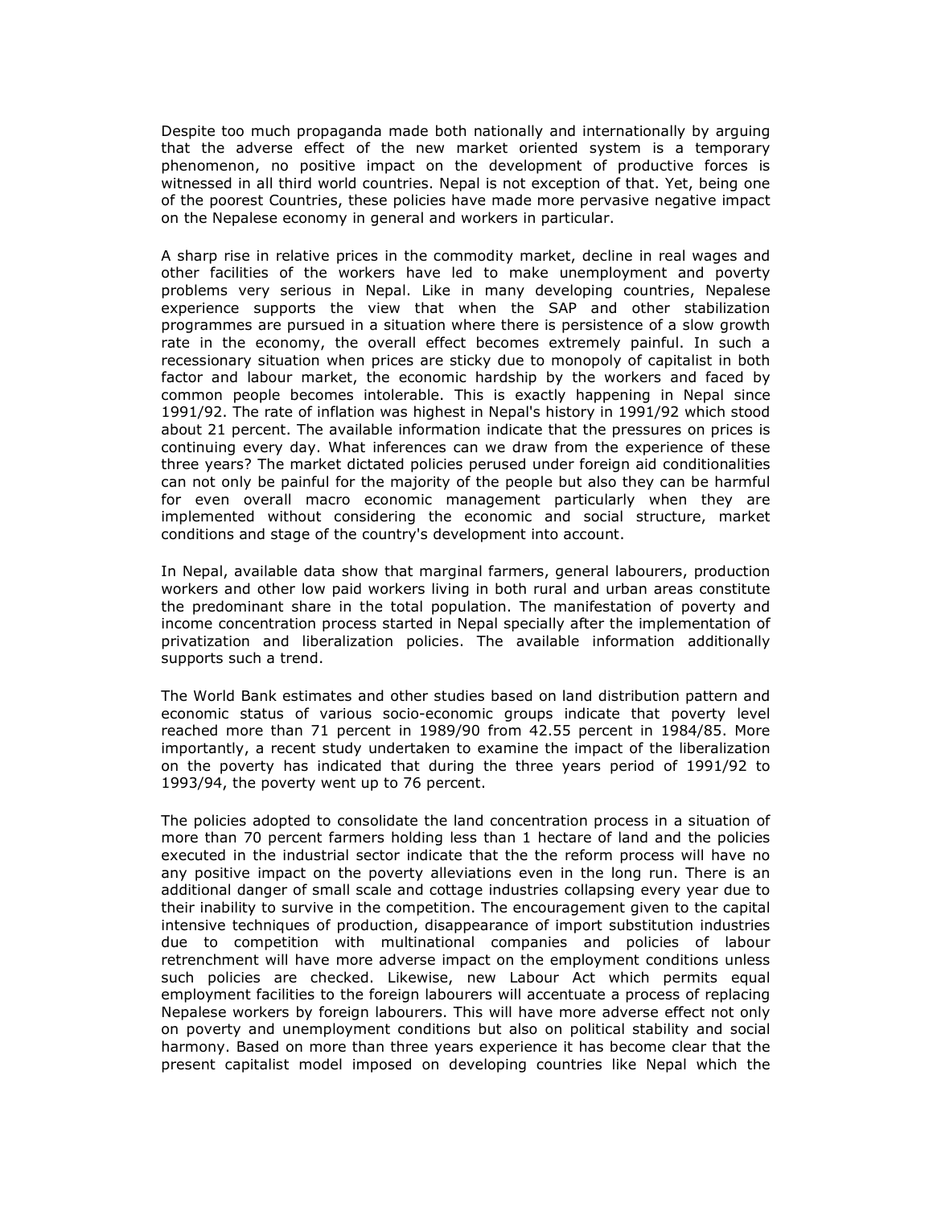Despite too much propaganda made both nationally and internationally by arguing that the adverse effect of the new market oriented system is a temporary phenomenon, no positive impact on the development of productive forces is witnessed in all third world countries. Nepal is not exception of that. Yet, being one of the poorest Countries, these policies have made more pervasive negative impact on the Nepalese economy in general and workers in particular.

A sharp rise in relative prices in the commodity market, decline in real wages and other facilities of the workers have led to make unemployment and poverty problems very serious in Nepal. Like in many developing countries, Nepalese experience supports the view that when the SAP and other stabilization programmes are pursued in a situation where there is persistence of a slow growth rate in the economy, the overall effect becomes extremely painful. In such a recessionary situation when prices are sticky due to monopoly of capitalist in both factor and labour market, the economic hardship by the workers and faced by common people becomes intolerable. This is exactly happening in Nepal since 1991/92. The rate of inflation was highest in Nepal's history in 1991/92 which stood about 21 percent. The available information indicate that the pressures on prices is continuing every day. What inferences can we draw from the experience of these three years? The market dictated policies perused under foreign aid conditionalities can not only be painful for the majority of the people but also they can be harmful for even overall macro economic management particularly when they are implemented without considering the economic and social structure, market conditions and stage of the country's development into account.

In Nepal, available data show that marginal farmers, general labourers, production workers and other low paid workers living in both rural and urban areas constitute the predominant share in the total population. The manifestation of poverty and income concentration process started in Nepal specially after the implementation of privatization and liberalization policies. The available information additionally supports such a trend.

The World Bank estimates and other studies based on land distribution pattern and economic status of various socio-economic groups indicate that poverty level reached more than 71 percent in 1989/90 from 42.55 percent in 1984/85. More importantly, a recent study undertaken to examine the impact of the liberalization on the poverty has indicated that during the three years period of 1991/92 to 1993/94, the poverty went up to 76 percent.

The policies adopted to consolidate the land concentration process in a situation of more than 70 percent farmers holding less than 1 hectare of land and the policies executed in the industrial sector indicate that the the reform process will have no any positive impact on the poverty alleviations even in the long run. There is an additional danger of small scale and cottage industries collapsing every year due to their inability to survive in the competition. The encouragement given to the capital intensive techniques of production, disappearance of import substitution industries due to competition with multinational companies and policies of labour retrenchment will have more adverse impact on the employment conditions unless such policies are checked. Likewise, new Labour Act which permits equal employment facilities to the foreign labourers will accentuate a process of replacing Nepalese workers by foreign labourers. This will have more adverse effect not only on poverty and unemployment conditions but also on political stability and social harmony. Based on more than three years experience it has become clear that the present capitalist model imposed on developing countries like Nepal which the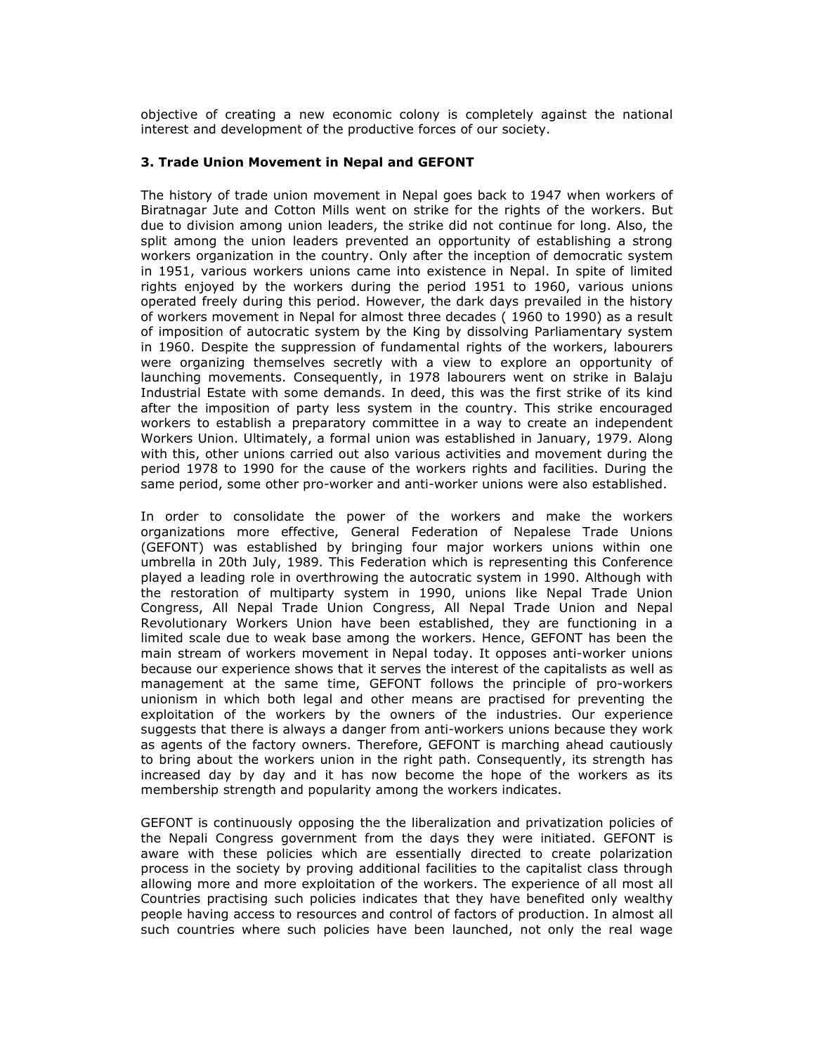objective of creating a new economic colony is completely against the national interest and development of the productive forces of our society.

### 3. Trade Union Movement in Nepal and GEFONT

The history of trade union movement in Nepal goes back to 1947 when workers of Biratnagar Jute and Cotton Mills went on strike for the rights of the workers. But due to division among union leaders, the strike did not continue for long. Also, the split among the union leaders prevented an opportunity of establishing a strong workers organization in the country. Only after the inception of democratic system in 1951, various workers unions came into existence in Nepal. In spite of limited rights enjoyed by the workers during the period 1951 to 1960, various unions operated freely during this period. However, the dark days prevailed in the history of workers movement in Nepal for almost three decades ( 1960 to 1990) as a result of imposition of autocratic system by the King by dissolving Parliamentary system in 1960. Despite the suppression of fundamental rights of the workers, labourers were organizing themselves secretly with a view to explore an opportunity of launching movements. Consequently, in 1978 labourers went on strike in Balaju Industrial Estate with some demands. In deed, this was the first strike of its kind after the imposition of party less system in the country. This strike encouraged workers to establish a preparatory committee in a way to create an independent Workers Union. Ultimately, a formal union was established in January, 1979. Along with this, other unions carried out also various activities and movement during the period 1978 to 1990 for the cause of the workers rights and facilities. During the same period, some other pro-worker and anti-worker unions were also established.

In order to consolidate the power of the workers and make the workers organizations more effective, General Federation of Nepalese Trade Unions (GEFONT) was established by bringing four major workers unions within one umbrella in 20th July, 1989. This Federation which is representing this Conference played a leading role in overthrowing the autocratic system in 1990. Although with the restoration of multiparty system in 1990, unions like Nepal Trade Union Congress, All Nepal Trade Union Congress, All Nepal Trade Union and Nepal Revolutionary Workers Union have been established, they are functioning in a limited scale due to weak base among the workers. Hence, GEFONT has been the main stream of workers movement in Nepal today. It opposes anti-worker unions because our experience shows that it serves the interest of the capitalists as well as management at the same time, GEFONT follows the principle of pro-workers unionism in which both legal and other means are practised for preventing the exploitation of the workers by the owners of the industries. Our experience suggests that there is always a danger from anti-workers unions because they work as agents of the factory owners. Therefore, GEFONT is marching ahead cautiously to bring about the workers union in the right path. Consequently, its strength has increased day by day and it has now become the hope of the workers as its membership strength and popularity among the workers indicates.

GEFONT is continuously opposing the the liberalization and privatization policies of the Nepali Congress government from the days they were initiated. GEFONT is aware with these policies which are essentially directed to create polarization process in the society by proving additional facilities to the capitalist class through allowing more and more exploitation of the workers. The experience of all most all Countries practising such policies indicates that they have benefited only wealthy people having access to resources and control of factors of production. In almost all such countries where such policies have been launched, not only the real wage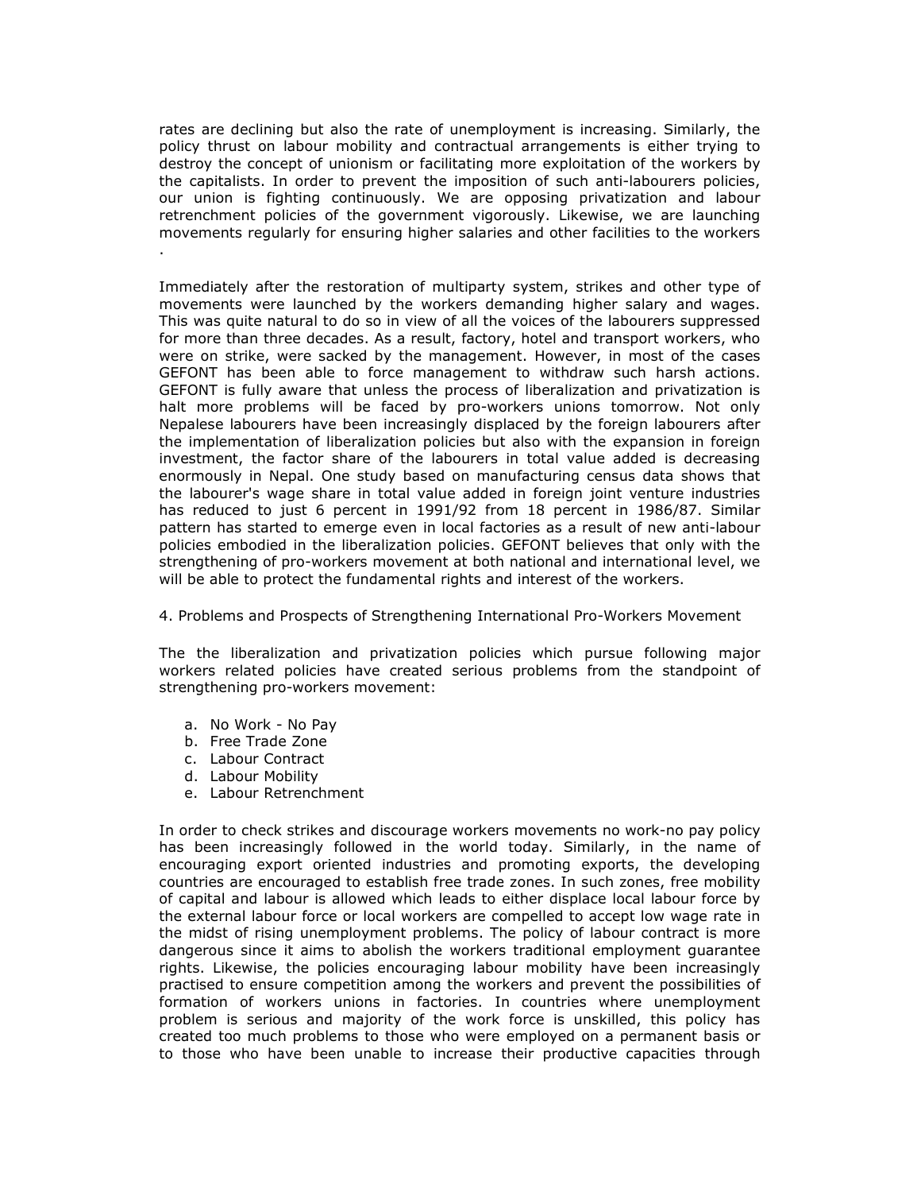rates are declining but also the rate of unemployment is increasing. Similarly, the policy thrust on labour mobility and contractual arrangements is either trying to destroy the concept of unionism or facilitating more exploitation of the workers by the capitalists. In order to prevent the imposition of such anti-labourers policies, our union is fighting continuously. We are opposing privatization and labour retrenchment policies of the government vigorously. Likewise, we are launching movements regularly for ensuring higher salaries and other facilities to the workers .

Immediately after the restoration of multiparty system, strikes and other type of movements were launched by the workers demanding higher salary and wages. This was quite natural to do so in view of all the voices of the labourers suppressed for more than three decades. As a result, factory, hotel and transport workers, who were on strike, were sacked by the management. However, in most of the cases GEFONT has been able to force management to withdraw such harsh actions. GEFONT is fully aware that unless the process of liberalization and privatization is halt more problems will be faced by pro-workers unions tomorrow. Not only Nepalese labourers have been increasingly displaced by the foreign labourers after the implementation of liberalization policies but also with the expansion in foreign investment, the factor share of the labourers in total value added is decreasing enormously in Nepal. One study based on manufacturing census data shows that the labourer's wage share in total value added in foreign joint venture industries has reduced to just 6 percent in 1991/92 from 18 percent in 1986/87. Similar pattern has started to emerge even in local factories as a result of new anti-labour policies embodied in the liberalization policies. GEFONT believes that only with the strengthening of pro-workers movement at both national and international level, we will be able to protect the fundamental rights and interest of the workers.

4. Problems and Prospects of Strengthening International Pro-Workers Movement

The the liberalization and privatization policies which pursue following major workers related policies have created serious problems from the standpoint of strengthening pro-workers movement:

a. No Work - No Pay
b. Free Trade Zone
c. Labour Contract
d. Labour Mobility
e. Labour Retrenchment

In order to check strikes and discourage workers movements no work-no pay policy has been increasingly followed in the world today. Similarly, in the name of encouraging export oriented industries and promoting exports, the developing countries are encouraged to establish free trade zones. In such zones, free mobility of capital and labour is allowed which leads to either displace local labour force by the external labour force or local workers are compelled to accept low wage rate in the midst of rising unemployment problems. The policy of labour contract is more dangerous since it aims to abolish the workers traditional employment guarantee rights. Likewise, the policies encouraging labour mobility have been increasingly practised to ensure competition among the workers and prevent the possibilities of formation of workers unions in factories. In countries where unemployment problem is serious and majority of the work force is unskilled, this policy has created too much problems to those who were employed on a permanent basis or to those who have been unable to increase their productive capacities through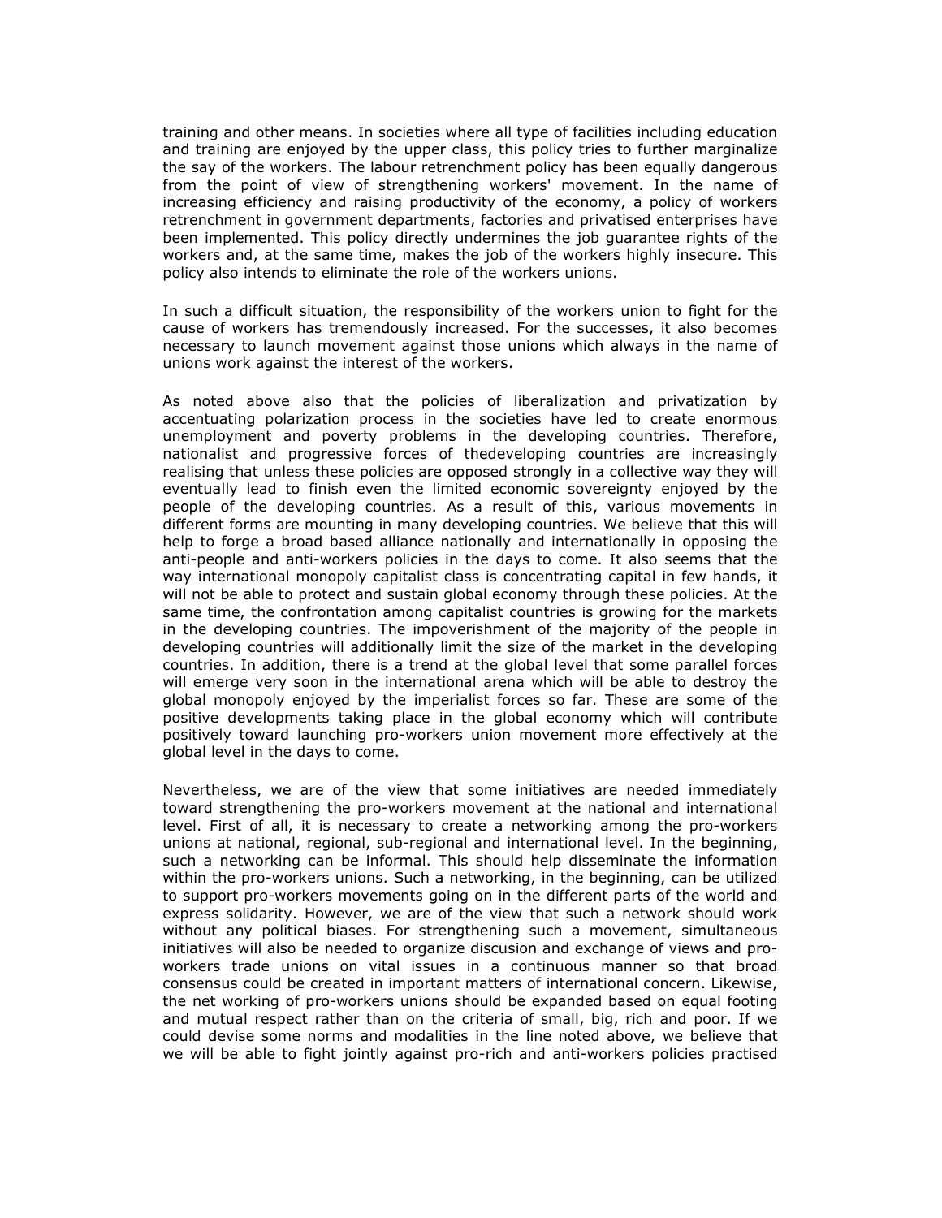training and other means. In societies where all type of facilities including education and training are enjoyed by the upper class, this policy tries to further marginalize the say of the workers. The labour retrenchment policy has been equally dangerous from the point of view of strengthening workers' movement. In the name of increasing efficiency and raising productivity of the economy, a policy of workers retrenchment in government departments, factories and privatised enterprises have been implemented. This policy directly undermines the job guarantee rights of the workers and, at the same time, makes the job of the workers highly insecure. This policy also intends to eliminate the role of the workers unions.

In such a difficult situation, the responsibility of the workers union to fight for the cause of workers has tremendously increased. For the successes, it also becomes necessary to launch movement against those unions which always in the name of unions work against the interest of the workers.

As noted above also that the policies of liberalization and privatization by accentuating polarization process in the societies have led to create enormous unemployment and poverty problems in the developing countries. Therefore, nationalist and progressive forces of thedeveloping countries are increasingly realising that unless these policies are opposed strongly in a collective way they will eventually lead to finish even the limited economic sovereignty enjoyed by the people of the developing countries. As a result of this, various movements in different forms are mounting in many developing countries. We believe that this will help to forge a broad based alliance nationally and internationally in opposing the anti-people and anti-workers policies in the days to come. It also seems that the way international monopoly capitalist class is concentrating capital in few hands, it will not be able to protect and sustain global economy through these policies. At the same time, the confrontation among capitalist countries is growing for the markets in the developing countries. The impoverishment of the majority of the people in developing countries will additionally limit the size of the market in the developing countries. In addition, there is a trend at the global level that some parallel forces will emerge very soon in the international arena which will be able to destroy the global monopoly enjoyed by the imperialist forces so far. These are some of the positive developments taking place in the global economy which will contribute positively toward launching pro-workers union movement more effectively at the global level in the days to come.

Nevertheless, we are of the view that some initiatives are needed immediately toward strengthening the pro-workers movement at the national and international level. First of all, it is necessary to create a networking among the pro-workers unions at national, regional, sub-regional and international level. In the beginning, such a networking can be informal. This should help disseminate the information within the pro-workers unions. Such a networking, in the beginning, can be utilized to support pro-workers movements going on in the different parts of the world and express solidarity. However, we are of the view that such a network should work without any political biases. For strengthening such a movement, simultaneous initiatives will also be needed to organize discusion and exchange of views and pro-workers trade unions on vital issues in a continuous manner so that broad consensus could be created in important matters of international concern. Likewise, the net working of pro-workers unions should be expanded based on equal footing and mutual respect rather than on the criteria of small, big, rich and poor. If we could devise some norms and modalities in the line noted above, we believe that we will be able to fight jointly against pro-rich and anti-workers policies practised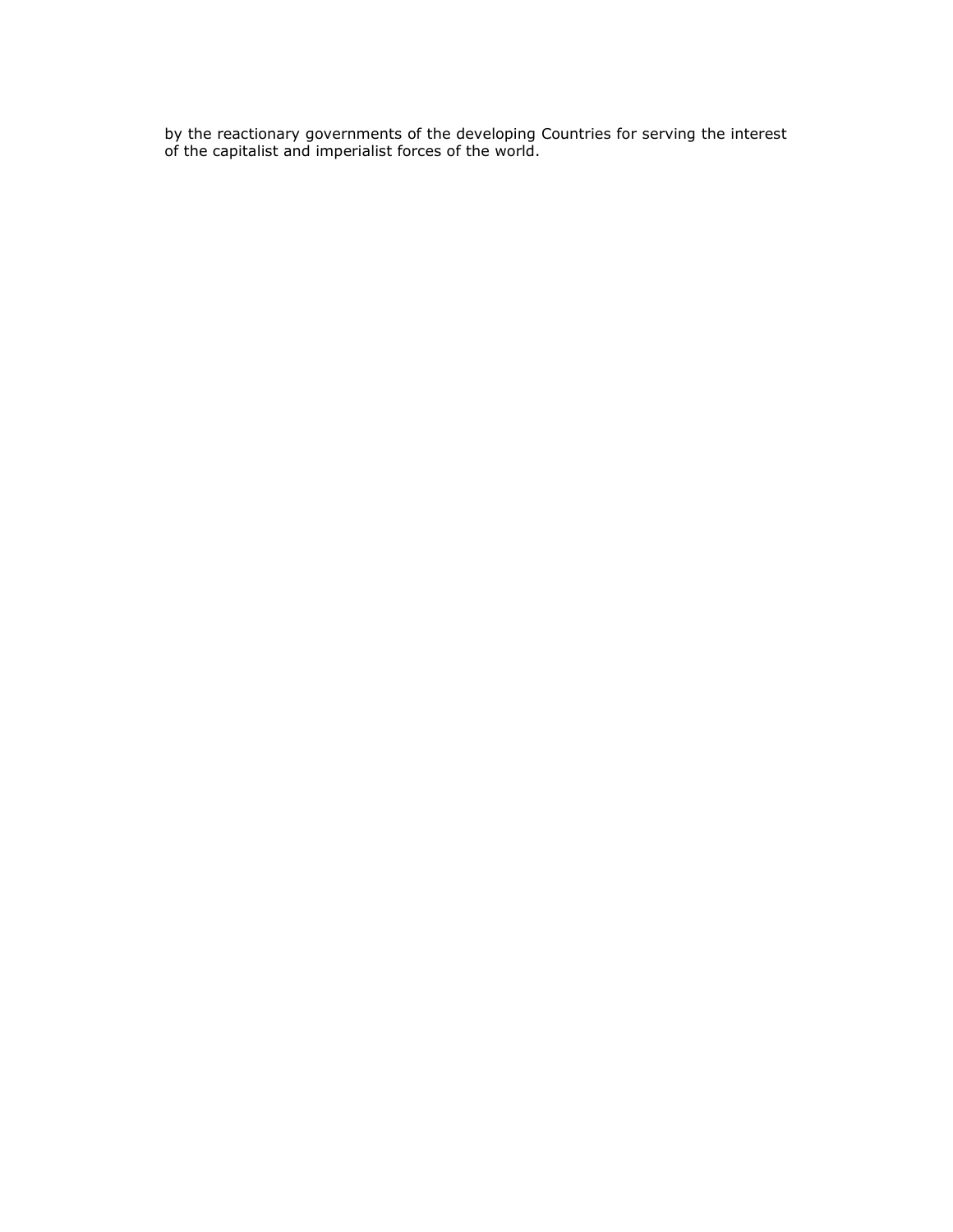by the reactionary governments of the developing Countries for serving the interest of the capitalist and imperialist forces of the world.